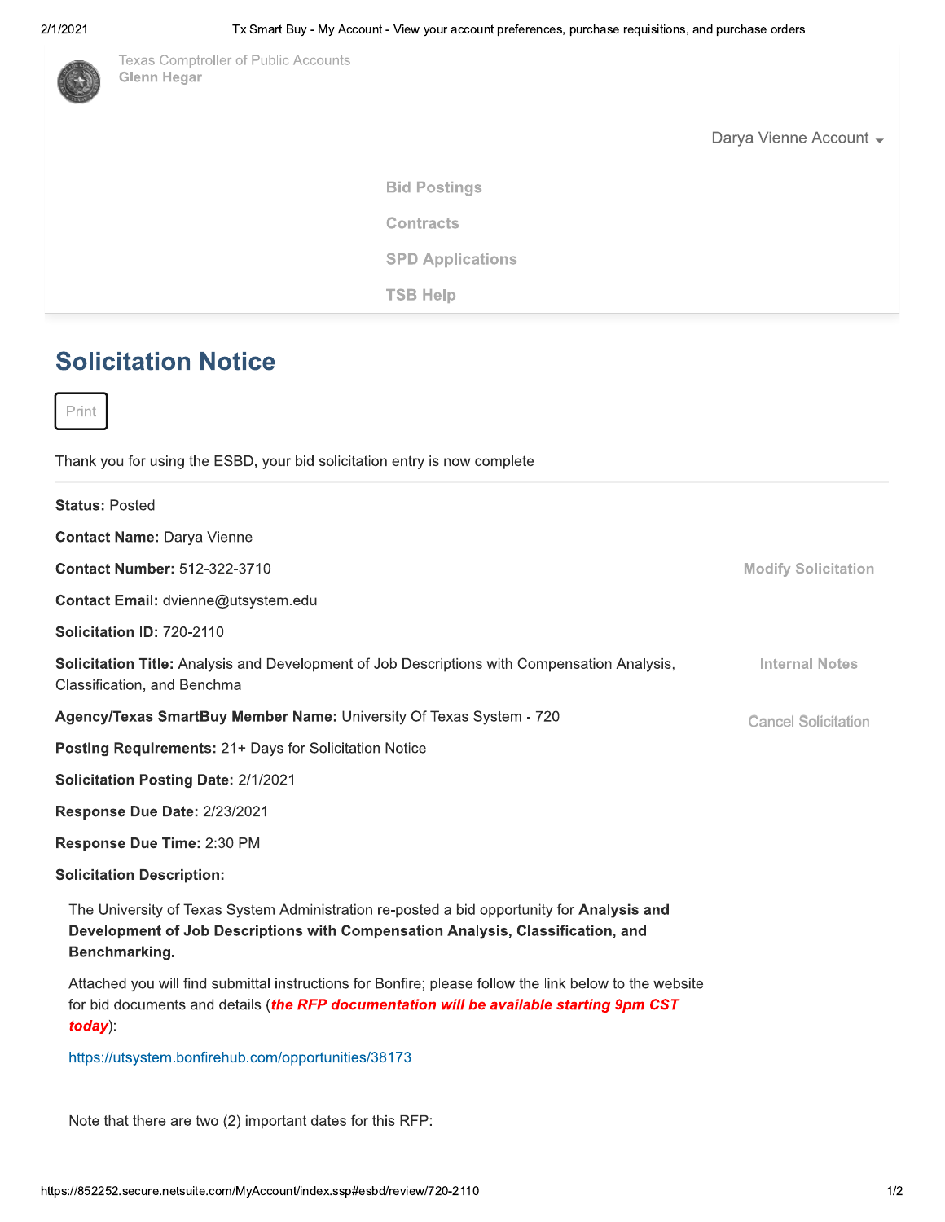Texas Comptroller of Public Accounts
**Glenn Hegar**

Darya Vienne Account

Bid Postings

Contracts

SPD Applications

TSB Help

# Solicitation Notice

Print

Thank you for using the ESBD, your bid solicitation entry is now complete

**Status:** Posted

**Contact Name:** Darya Vienne

**Contact Number:** 512-322-3710

Modify Solicitation

**Contact Email:** dvienne@utsystem.edu

**Solicitation ID:** 720-2110

**Solicitation Title:** Analysis and Development of Job Descriptions with Compensation Analysis, Classification, and Benchma

Internal Notes

**Agency/Texas SmartBuy Member Name:** University Of Texas System - 720

Cancel Solicitation

**Posting Requirements:** 21+ Days for Solicitation Notice

**Solicitation Posting Date:** 2/1/2021

**Response Due Date:** 2/23/2021

**Response Due Time:** 2:30 PM

**Solicitation Description:**

The University of Texas System Administration re-posted a bid opportunity for **Analysis and Development of Job Descriptions with Compensation Analysis, Classification, and Benchmarking.**

Attached you will find submittal instructions for Bonfire; please follow the link below to the website for bid documents and details (***the RFP documentation will be available starting 9pm CST today***):

https://utsystem.bonfirehub.com/opportunities/38173

Note that there are two (2) important dates for this RFP: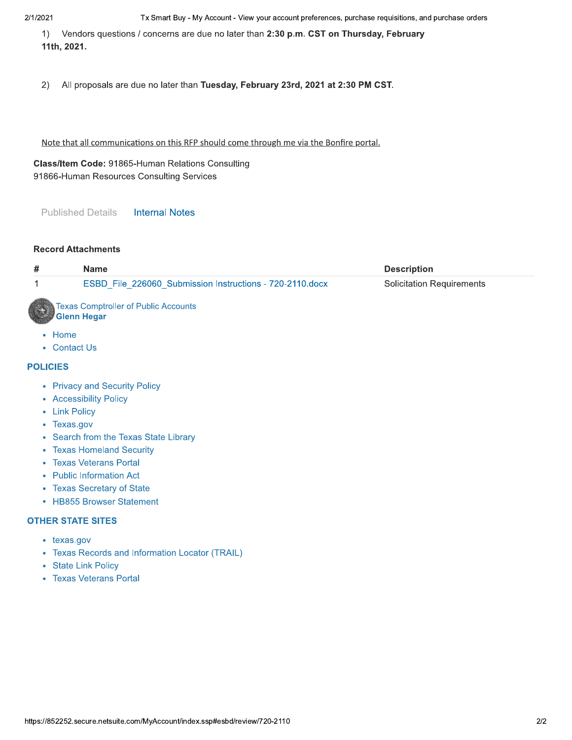1) Vendors questions / concerns are due no later than **2:30 p.m. CST on Thursday, February 11th, 2021.**

2) All proposals are due no later than **Tuesday, February 23rd, 2021 at 2:30 PM CST**.

Note that all communications on this RFP should come through me via the Bonfire portal.

**Class/Item Code:** 91865-Human Relations Consulting
91866-Human Resources Consulting Services

Published Details    Internal Notes

**Record Attachments**

| # | Name | Description |
|---|---|---|
| 1 | ESBD_File_226060_Submission Instructions - 720-2110.docx | Solicitation Requirements |

Texas Comptroller of Public Accounts
**Glenn Hegar**

- Home
- Contact Us

## POLICIES

- Privacy and Security Policy
- Accessibility Policy
- Link Policy
- Texas.gov
- Search from the Texas State Library
- Texas Homeland Security
- Texas Veterans Portal
- Public Information Act
- Texas Secretary of State
- HB855 Browser Statement

## OTHER STATE SITES

- texas.gov
- Texas Records and Information Locator (TRAIL)
- State Link Policy
- Texas Veterans Portal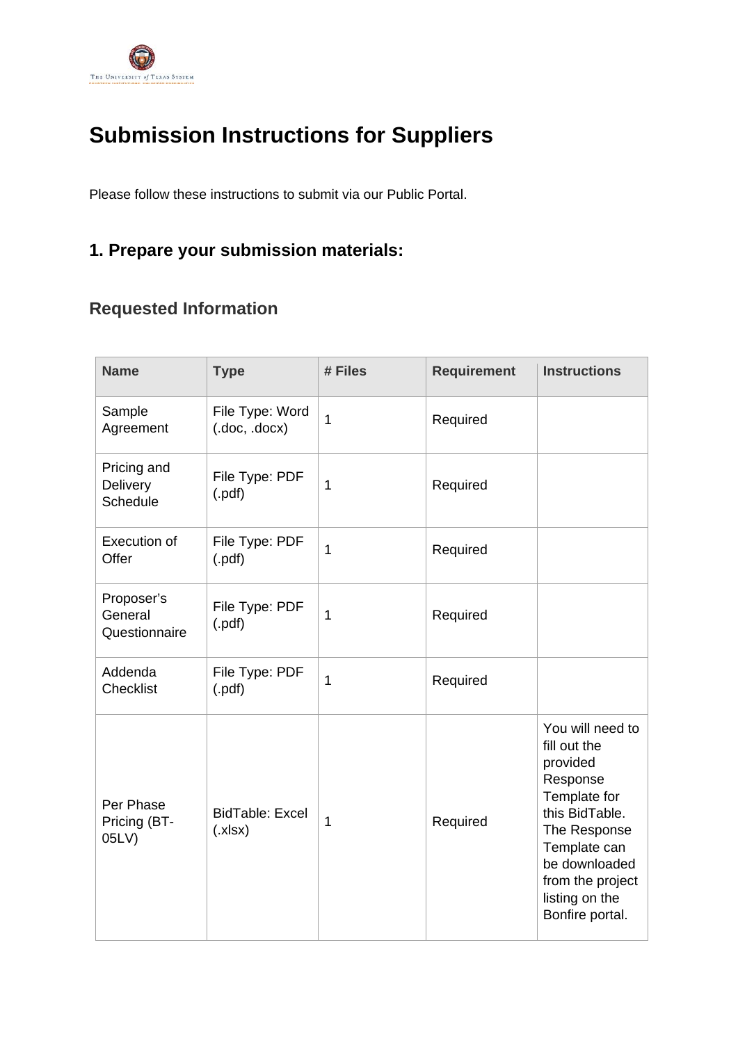# Submission Instructions for Suppliers

Please follow these instructions to submit via our Public Portal.

## 1. Prepare your submission materials:

### Requested Information

| Name | Type | # Files | Requirement | Instructions |
|---|---|---|---|---|
| Sample Agreement | File Type: Word (.doc, .docx) | 1 | Required | |
| Pricing and Delivery Schedule | File Type: PDF (.pdf) | 1 | Required | |
| Execution of Offer | File Type: PDF (.pdf) | 1 | Required | |
| Proposer's General Questionnaire | File Type: PDF (.pdf) | 1 | Required | |
| Addenda Checklist | File Type: PDF (.pdf) | 1 | Required | |
| Per Phase Pricing (BT-05LV) | BidTable: Excel (.xlsx) | 1 | Required | You will need to fill out the provided Response Template for this BidTable. The Response Template can be downloaded from the project listing on the Bonfire portal. |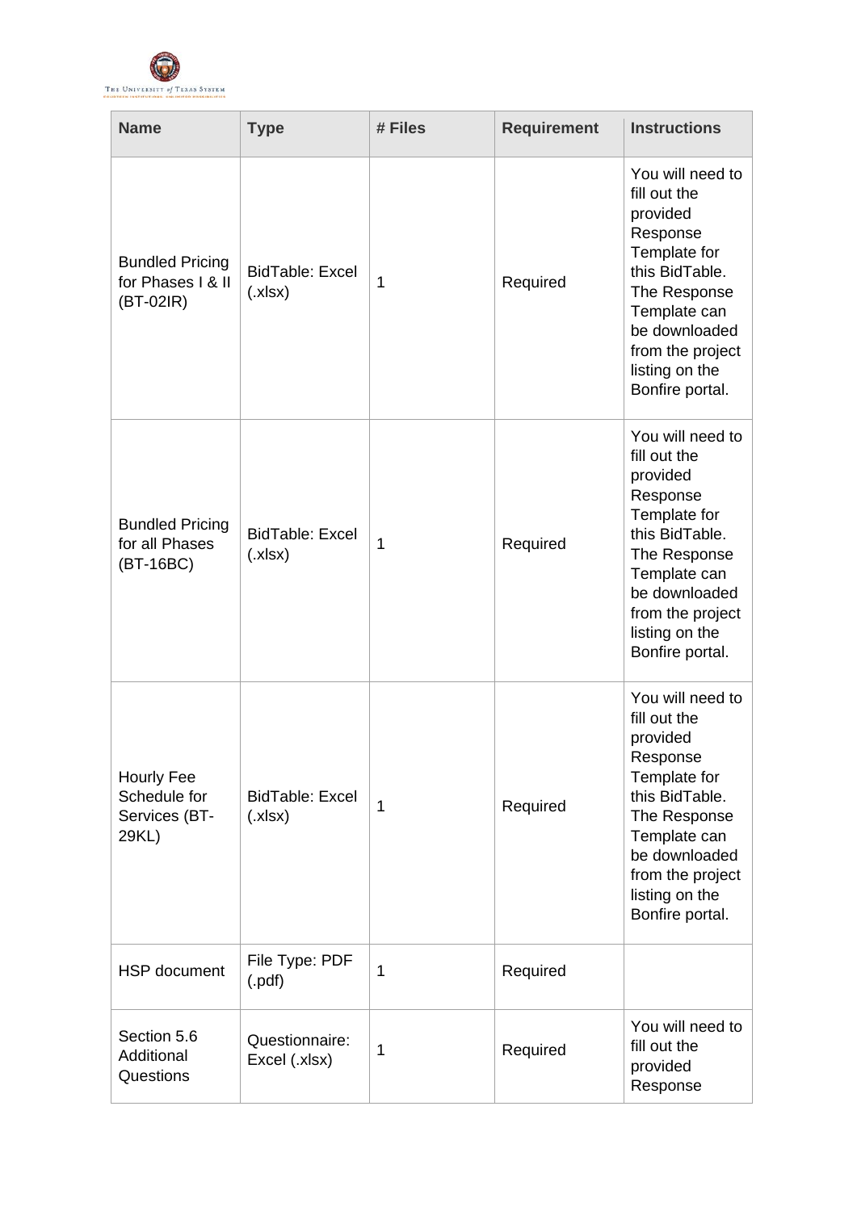| Name | Type | # Files | Requirement | Instructions |
|---|---|---|---|---|
| Bundled Pricing for Phases I & II (BT-02IR) | BidTable: Excel (.xlsx) | 1 | Required | You will need to fill out the provided Response Template for this BidTable. The Response Template can be downloaded from the project listing on the Bonfire portal. |
| Bundled Pricing for all Phases (BT-16BC) | BidTable: Excel (.xlsx) | 1 | Required | You will need to fill out the provided Response Template for this BidTable. The Response Template can be downloaded from the project listing on the Bonfire portal. |
| Hourly Fee Schedule for Services (BT-29KL) | BidTable: Excel (.xlsx) | 1 | Required | You will need to fill out the provided Response Template for this BidTable. The Response Template can be downloaded from the project listing on the Bonfire portal. |
| HSP document | File Type: PDF (.pdf) | 1 | Required | |
| Section 5.6 Additional Questions | Questionnaire: Excel (.xlsx) | 1 | Required | You will need to fill out the provided Response |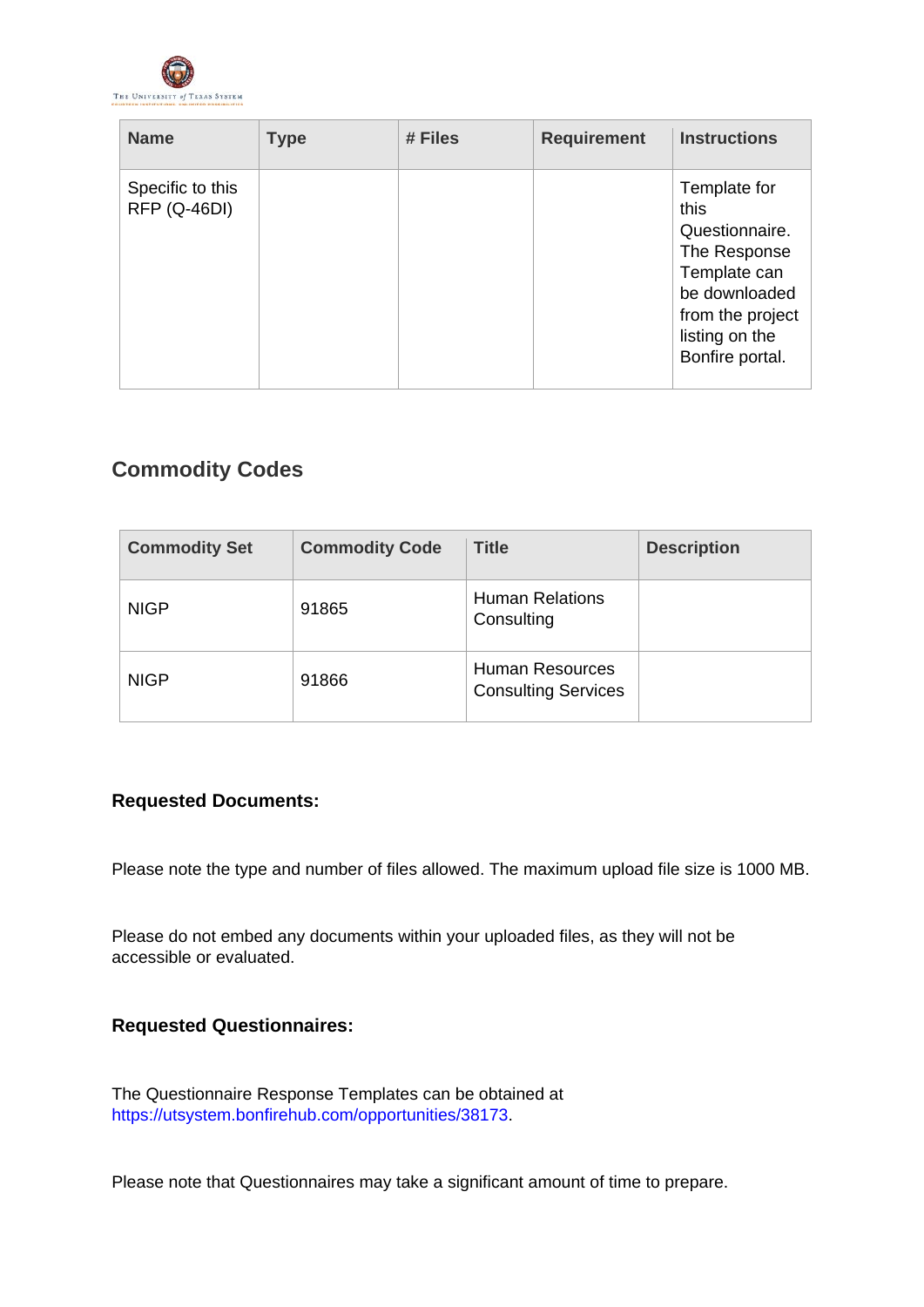| Name | Type | # Files | Requirement | Instructions |
| --- | --- | --- | --- | --- |
| Specific to this RFP (Q-46DI) | | | | Template for this Questionnaire. The Response Template can be downloaded from the project listing on the Bonfire portal. |

## Commodity Codes

| Commodity Set | Commodity Code | Title | Description |
| --- | --- | --- | --- |
| NIGP | 91865 | Human Relations Consulting | |
| NIGP | 91866 | Human Resources Consulting Services | |

**Requested Documents:**

Please note the type and number of files allowed. The maximum upload file size is 1000 MB.

Please do not embed any documents within your uploaded files, as they will not be accessible or evaluated.

**Requested Questionnaires:**

The Questionnaire Response Templates can be obtained at https://utsystem.bonfirehub.com/opportunities/38173.

Please note that Questionnaires may take a significant amount of time to prepare.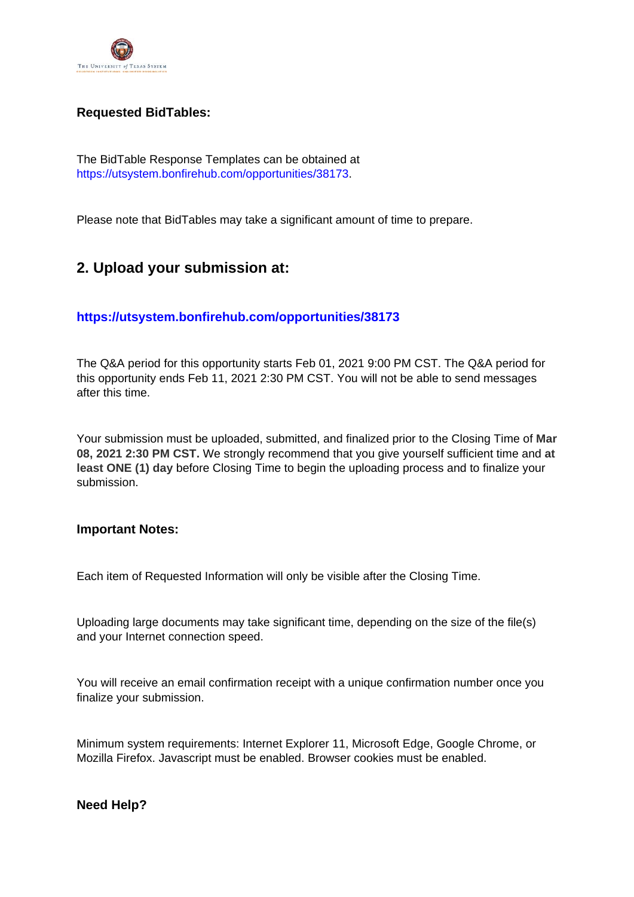**Requested BidTables:**

The BidTable Response Templates can be obtained at https://utsystem.bonfirehub.com/opportunities/38173.

Please note that BidTables may take a significant amount of time to prepare.

## 2. Upload your submission at:

**https://utsystem.bonfirehub.com/opportunities/38173**

The Q&A period for this opportunity starts Feb 01, 2021 9:00 PM CST. The Q&A period for this opportunity ends Feb 11, 2021 2:30 PM CST. You will not be able to send messages after this time.

Your submission must be uploaded, submitted, and finalized prior to the Closing Time of **Mar 08, 2021 2:30 PM CST.** We strongly recommend that you give yourself sufficient time and **at least ONE (1) day** before Closing Time to begin the uploading process and to finalize your submission.

**Important Notes:**

Each item of Requested Information will only be visible after the Closing Time.

Uploading large documents may take significant time, depending on the size of the file(s) and your Internet connection speed.

You will receive an email confirmation receipt with a unique confirmation number once you finalize your submission.

Minimum system requirements: Internet Explorer 11, Microsoft Edge, Google Chrome, or Mozilla Firefox. Javascript must be enabled. Browser cookies must be enabled.

**Need Help?**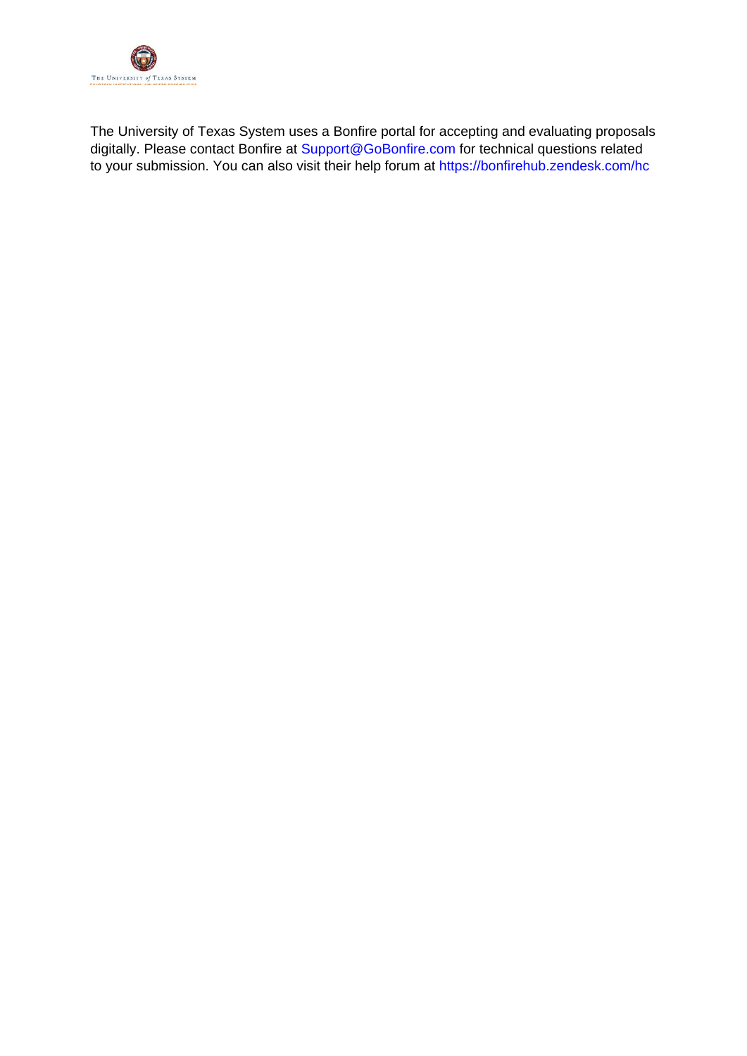The University of Texas System uses a Bonfire portal for accepting and evaluating proposals digitally. Please contact Bonfire at Support@GoBonfire.com for technical questions related to your submission. You can also visit their help forum at https://bonfirehub.zendesk.com/hc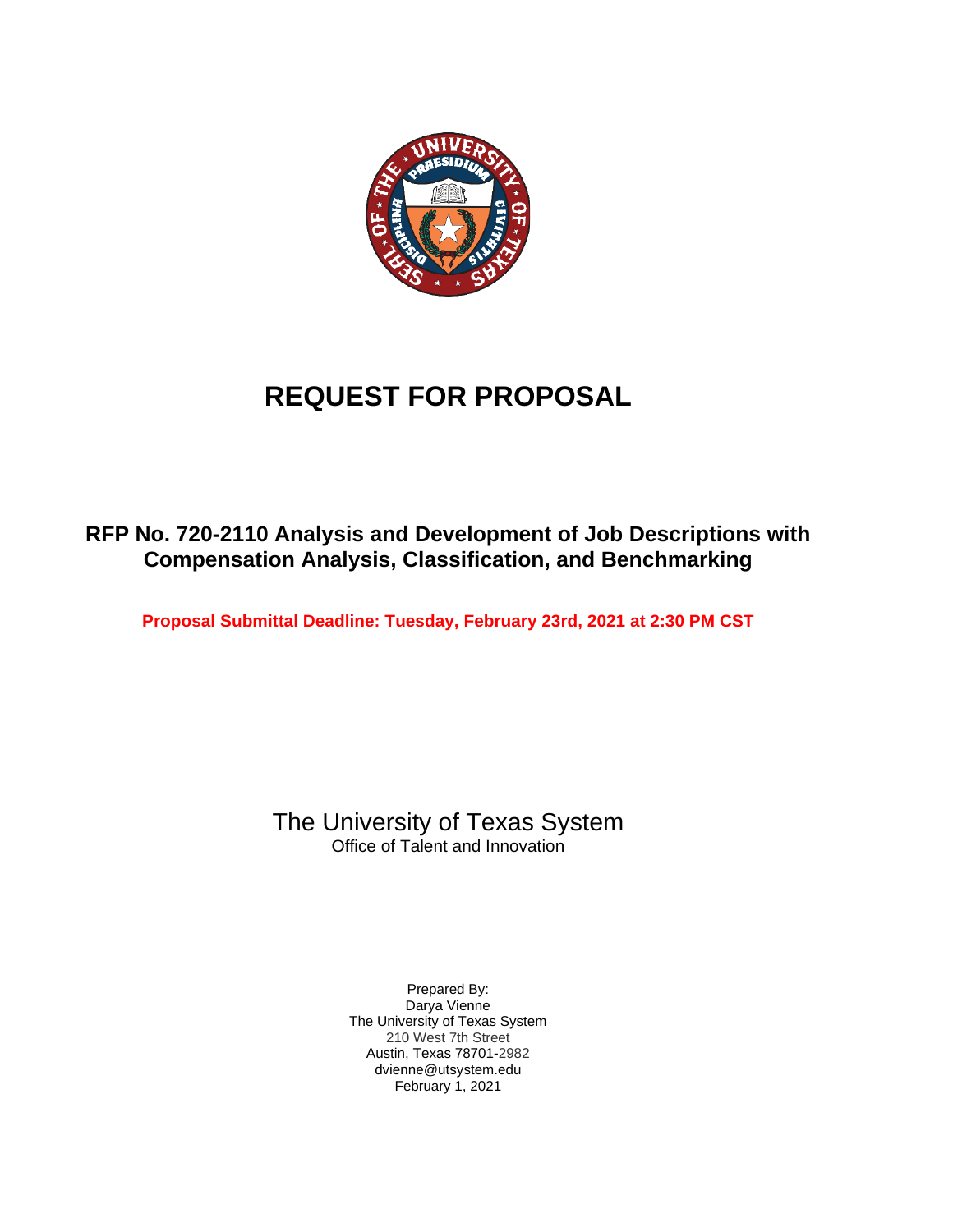# REQUEST FOR PROPOSAL

## RFP No. 720-2110 Analysis and Development of Job Descriptions with Compensation Analysis, Classification, and Benchmarking

**Proposal Submittal Deadline: Tuesday, February 23rd, 2021 at 2:30 PM CST**

The University of Texas System

Office of Talent and Innovation

Prepared By:
Darya Vienne
The University of Texas System
210 West 7th Street
Austin, Texas 78701-2982
dvienne@utsystem.edu
February 1, 2021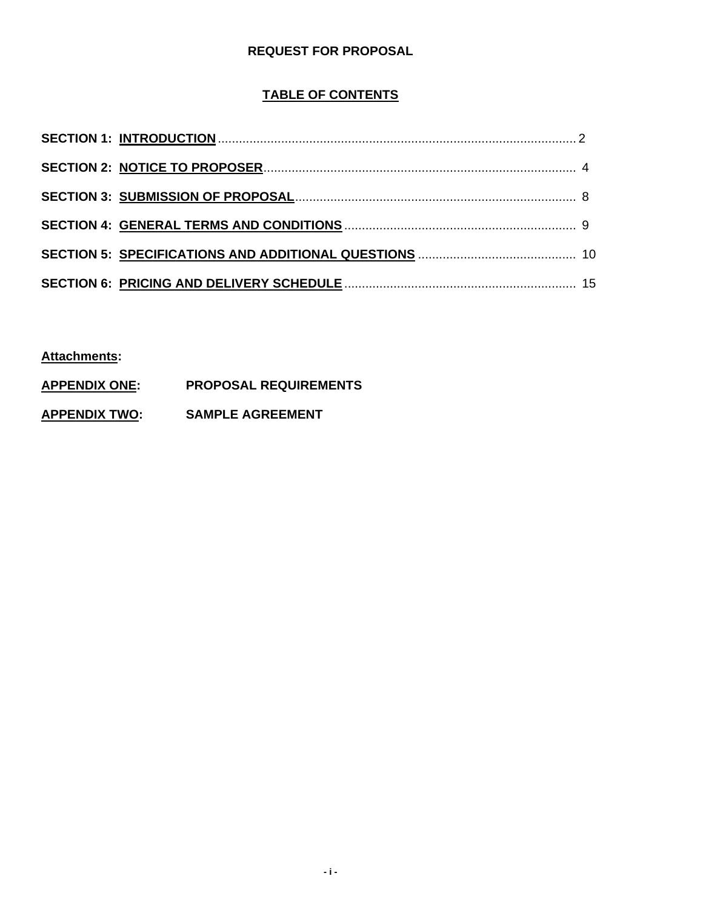# REQUEST FOR PROPOSAL

## TABLE OF CONTENTS

| | |
|---|---|
| **SECTION 1: INTRODUCTION** | 2 |
| **SECTION 2: NOTICE TO PROPOSER** | 4 |
| **SECTION 3: SUBMISSION OF PROPOSAL** | 8 |
| **SECTION 4: GENERAL TERMS AND CONDITIONS** | 9 |
| **SECTION 5: SPECIFICATIONS AND ADDITIONAL QUESTIONS** | 10 |
| **SECTION 6: PRICING AND DELIVERY SCHEDULE** | 15 |

**Attachments:**

**APPENDIX ONE:** **PROPOSAL REQUIREMENTS**

**APPENDIX TWO:** **SAMPLE AGREEMENT**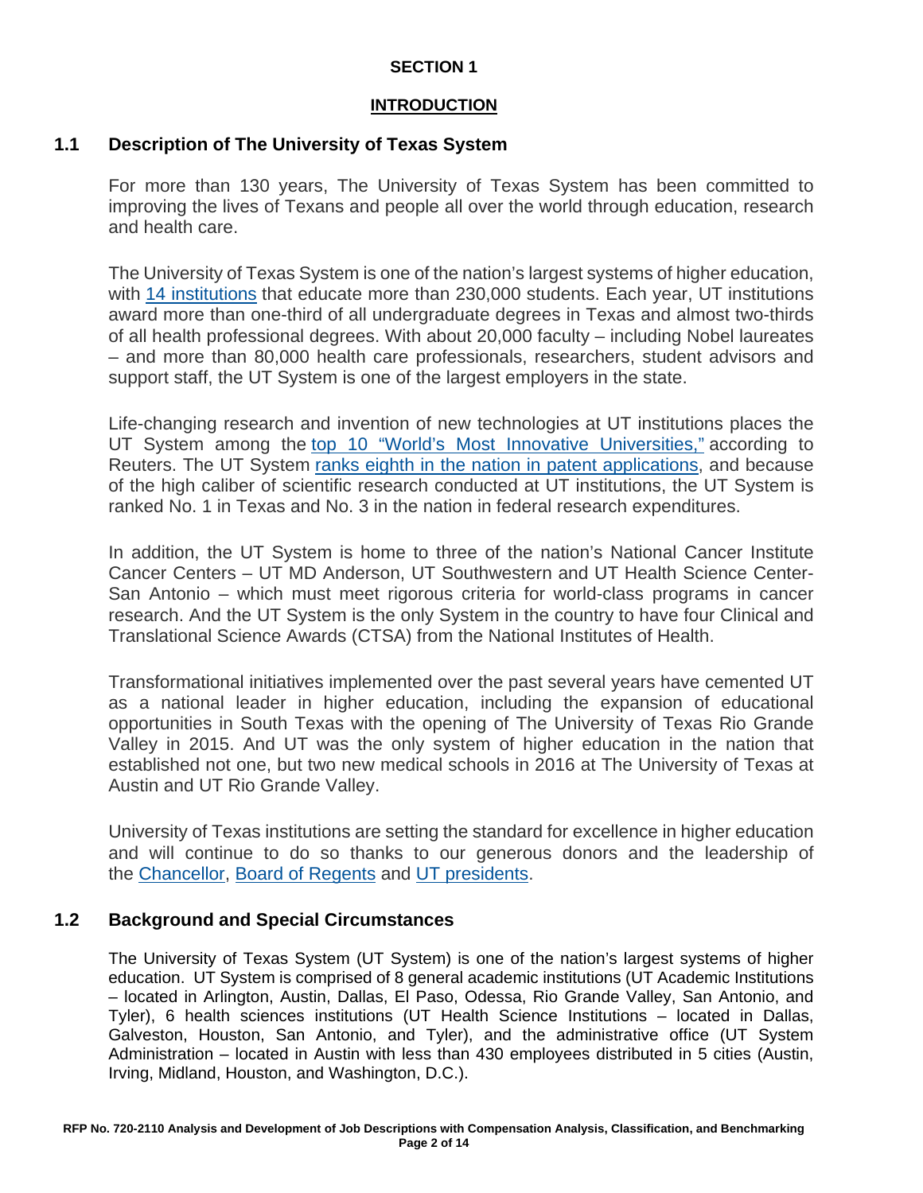## SECTION 1

### INTRODUCTION

### 1.1 Description of The University of Texas System

For more than 130 years, The University of Texas System has been committed to improving the lives of Texans and people all over the world through education, research and health care.

The University of Texas System is one of the nation's largest systems of higher education, with 14 institutions that educate more than 230,000 students. Each year, UT institutions award more than one-third of all undergraduate degrees in Texas and almost two-thirds of all health professional degrees. With about 20,000 faculty – including Nobel laureates – and more than 80,000 health care professionals, researchers, student advisors and support staff, the UT System is one of the largest employers in the state.

Life-changing research and invention of new technologies at UT institutions places the UT System among the top 10 "World's Most Innovative Universities," according to Reuters. The UT System ranks eighth in the nation in patent applications, and because of the high caliber of scientific research conducted at UT institutions, the UT System is ranked No. 1 in Texas and No. 3 in the nation in federal research expenditures.

In addition, the UT System is home to three of the nation's National Cancer Institute Cancer Centers – UT MD Anderson, UT Southwestern and UT Health Science Center-San Antonio – which must meet rigorous criteria for world-class programs in cancer research. And the UT System is the only System in the country to have four Clinical and Translational Science Awards (CTSA) from the National Institutes of Health.

Transformational initiatives implemented over the past several years have cemented UT as a national leader in higher education, including the expansion of educational opportunities in South Texas with the opening of The University of Texas Rio Grande Valley in 2015. And UT was the only system of higher education in the nation that established not one, but two new medical schools in 2016 at The University of Texas at Austin and UT Rio Grande Valley.

University of Texas institutions are setting the standard for excellence in higher education and will continue to do so thanks to our generous donors and the leadership of the Chancellor, Board of Regents and UT presidents.

### 1.2 Background and Special Circumstances

The University of Texas System (UT System) is one of the nation's largest systems of higher education. UT System is comprised of 8 general academic institutions (UT Academic Institutions – located in Arlington, Austin, Dallas, El Paso, Odessa, Rio Grande Valley, San Antonio, and Tyler), 6 health sciences institutions (UT Health Science Institutions – located in Dallas, Galveston, Houston, San Antonio, and Tyler), and the administrative office (UT System Administration – located in Austin with less than 430 employees distributed in 5 cities (Austin, Irving, Midland, Houston, and Washington, D.C.).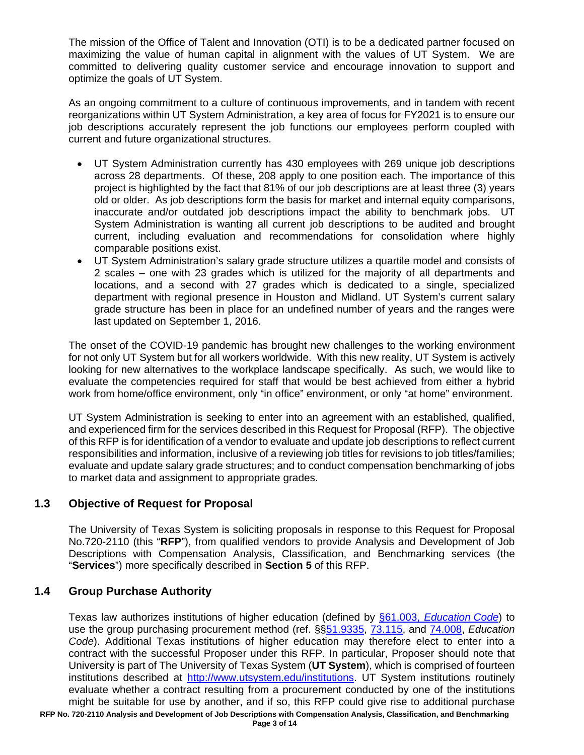The mission of the Office of Talent and Innovation (OTI) is to be a dedicated partner focused on maximizing the value of human capital in alignment with the values of UT System. We are committed to delivering quality customer service and encourage innovation to support and optimize the goals of UT System.

As an ongoing commitment to a culture of continuous improvements, and in tandem with recent reorganizations within UT System Administration, a key area of focus for FY2021 is to ensure our job descriptions accurately represent the job functions our employees perform coupled with current and future organizational structures.

- UT System Administration currently has 430 employees with 269 unique job descriptions across 28 departments. Of these, 208 apply to one position each. The importance of this project is highlighted by the fact that 81% of our job descriptions are at least three (3) years old or older. As job descriptions form the basis for market and internal equity comparisons, inaccurate and/or outdated job descriptions impact the ability to benchmark jobs. UT System Administration is wanting all current job descriptions to be audited and brought current, including evaluation and recommendations for consolidation where highly comparable positions exist.
- UT System Administration's salary grade structure utilizes a quartile model and consists of 2 scales – one with 23 grades which is utilized for the majority of all departments and locations, and a second with 27 grades which is dedicated to a single, specialized department with regional presence in Houston and Midland. UT System's current salary grade structure has been in place for an undefined number of years and the ranges were last updated on September 1, 2016.

The onset of the COVID-19 pandemic has brought new challenges to the working environment for not only UT System but for all workers worldwide. With this new reality, UT System is actively looking for new alternatives to the workplace landscape specifically. As such, we would like to evaluate the competencies required for staff that would be best achieved from either a hybrid work from home/office environment, only "in office" environment, or only "at home" environment.

UT System Administration is seeking to enter into an agreement with an established, qualified, and experienced firm for the services described in this Request for Proposal (RFP). The objective of this RFP is for identification of a vendor to evaluate and update job descriptions to reflect current responsibilities and information, inclusive of a reviewing job titles for revisions to job titles/families; evaluate and update salary grade structures; and to conduct compensation benchmarking of jobs to market data and assignment to appropriate grades.

## 1.3 Objective of Request for Proposal

The University of Texas System is soliciting proposals in response to this Request for Proposal No.720-2110 (this "**RFP**"), from qualified vendors to provide Analysis and Development of Job Descriptions with Compensation Analysis, Classification, and Benchmarking services (the "**Services**") more specifically described in **Section 5** of this RFP.

## 1.4 Group Purchase Authority

Texas law authorizes institutions of higher education (defined by §61.003, *Education Code*) to use the group purchasing procurement method (ref. §§51.9335, 73.115, and 74.008, *Education Code*). Additional Texas institutions of higher education may therefore elect to enter into a contract with the successful Proposer under this RFP. In particular, Proposer should note that University is part of The University of Texas System (**UT System**), which is comprised of fourteen institutions described at http://www.utsystem.edu/institutions. UT System institutions routinely evaluate whether a contract resulting from a procurement conducted by one of the institutions might be suitable for use by another, and if so, this RFP could give rise to additional purchase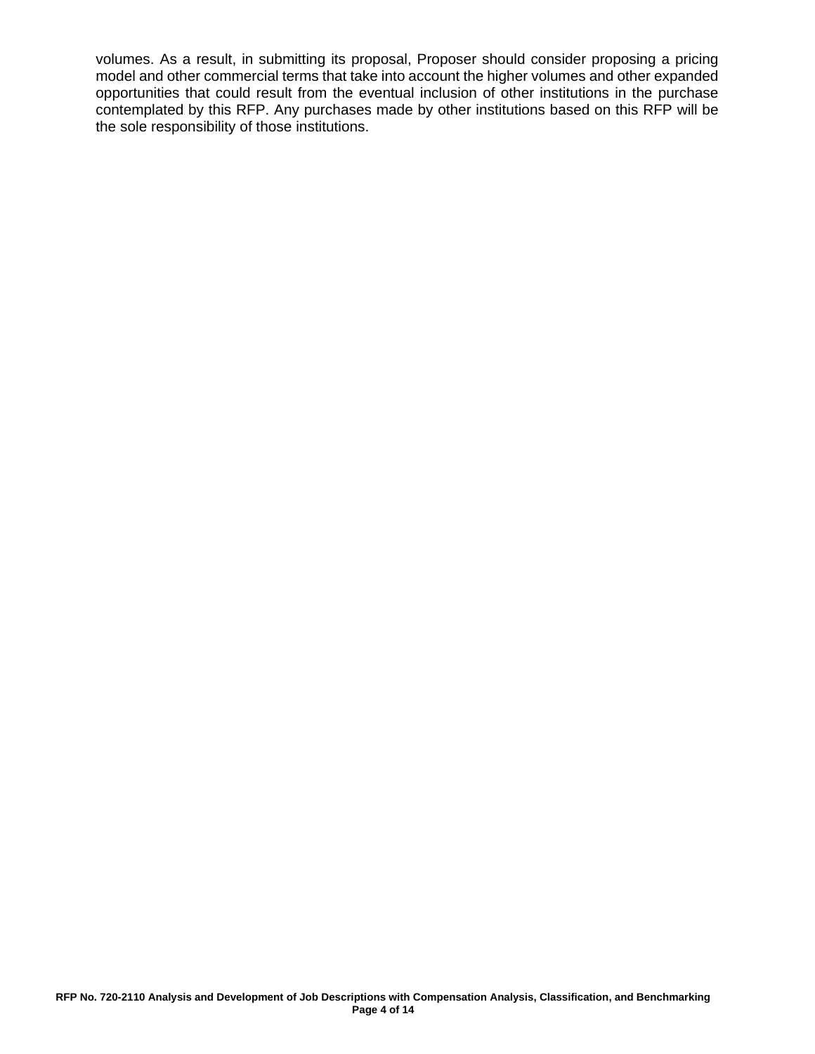volumes. As a result, in submitting its proposal, Proposer should consider proposing a pricing model and other commercial terms that take into account the higher volumes and other expanded opportunities that could result from the eventual inclusion of other institutions in the purchase contemplated by this RFP. Any purchases made by other institutions based on this RFP will be the sole responsibility of those institutions.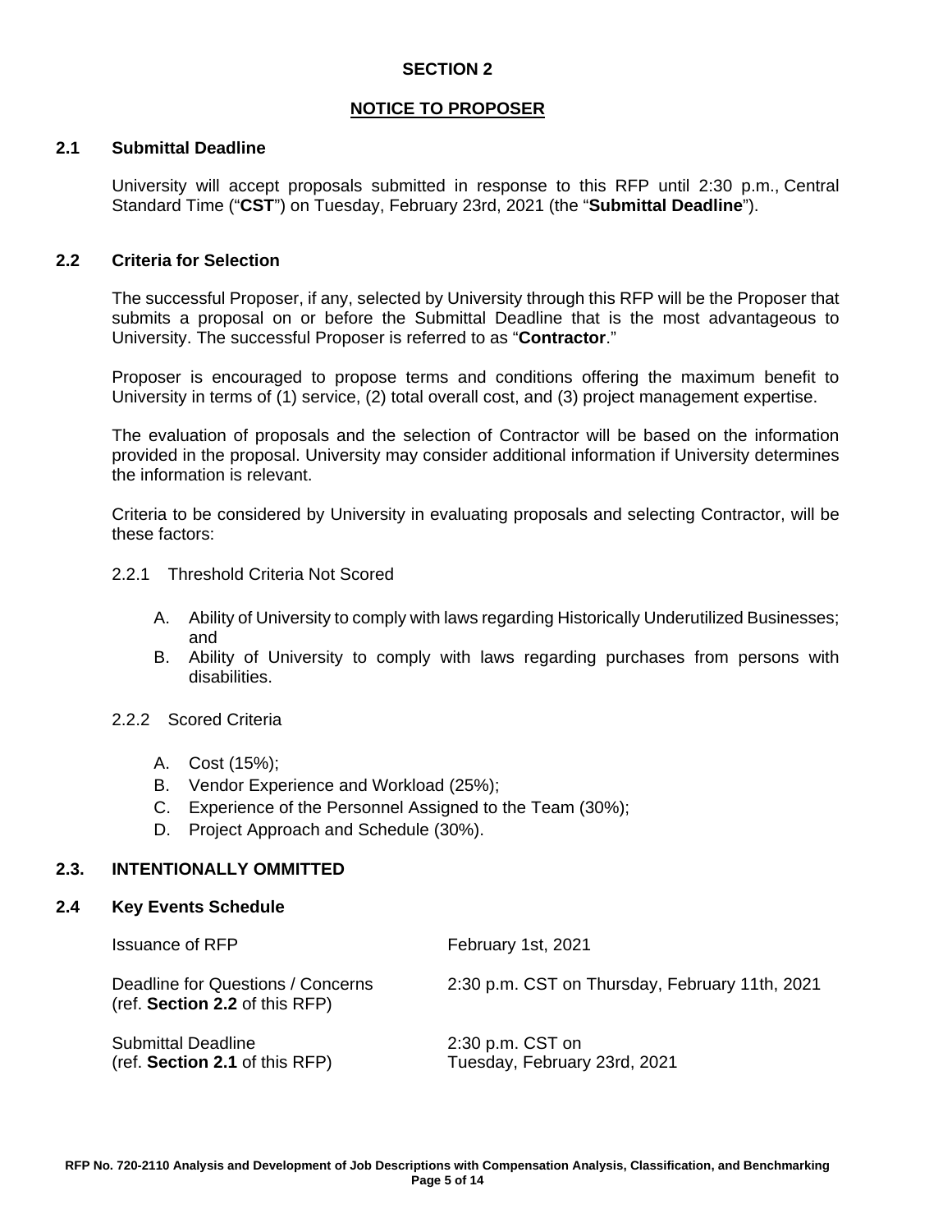# SECTION 2

## NOTICE TO PROPOSER

### 2.1 Submittal Deadline

University will accept proposals submitted in response to this RFP until 2:30 p.m., Central Standard Time ("**CST**") on Tuesday, February 23rd, 2021 (the "**Submittal Deadline**").

### 2.2 Criteria for Selection

The successful Proposer, if any, selected by University through this RFP will be the Proposer that submits a proposal on or before the Submittal Deadline that is the most advantageous to University. The successful Proposer is referred to as "**Contractor**."

Proposer is encouraged to propose terms and conditions offering the maximum benefit to University in terms of (1) service, (2) total overall cost, and (3) project management expertise.

The evaluation of proposals and the selection of Contractor will be based on the information provided in the proposal. University may consider additional information if University determines the information is relevant.

Criteria to be considered by University in evaluating proposals and selecting Contractor, will be these factors:

2.2.1 Threshold Criteria Not Scored

A. Ability of University to comply with laws regarding Historically Underutilized Businesses; and
B. Ability of University to comply with laws regarding purchases from persons with disabilities.

2.2.2 Scored Criteria

A. Cost (15%);
B. Vendor Experience and Workload (25%);
C. Experience of the Personnel Assigned to the Team (30%);
D. Project Approach and Schedule (30%).

### 2.3. INTENTIONALLY OMMITTED

### 2.4 Key Events Schedule

| | |
|---|---|
| Issuance of RFP | February 1st, 2021 |
| Deadline for Questions / Concerns (ref. **Section 2.2** of this RFP) | 2:30 p.m. CST on Thursday, February 11th, 2021 |
| Submittal Deadline (ref. **Section 2.1** of this RFP) | 2:30 p.m. CST on Tuesday, February 23rd, 2021 |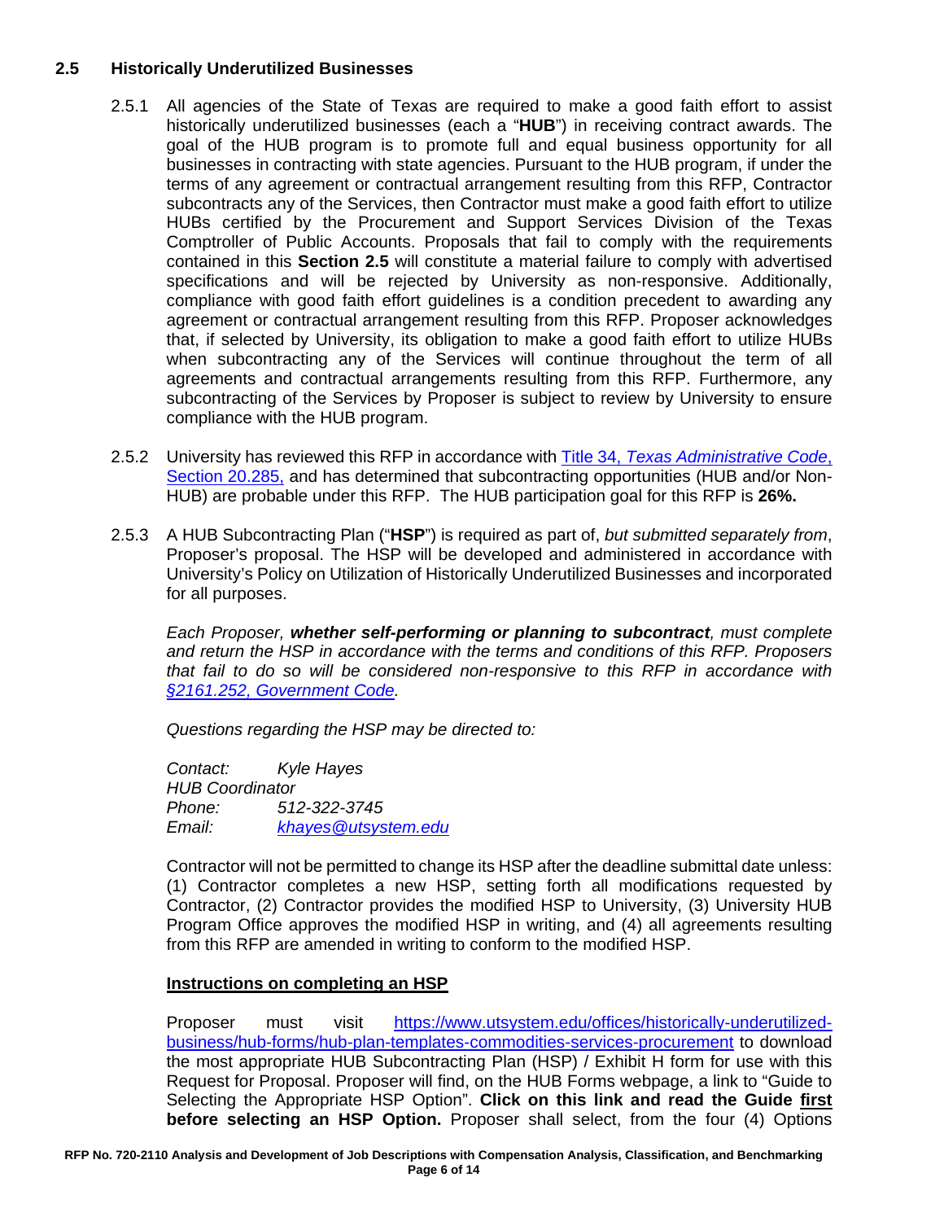### 2.5 Historically Underutilized Businesses

2.5.1 All agencies of the State of Texas are required to make a good faith effort to assist historically underutilized businesses (each a "**HUB**") in receiving contract awards. The goal of the HUB program is to promote full and equal business opportunity for all businesses in contracting with state agencies. Pursuant to the HUB program, if under the terms of any agreement or contractual arrangement resulting from this RFP, Contractor subcontracts any of the Services, then Contractor must make a good faith effort to utilize HUBs certified by the Procurement and Support Services Division of the Texas Comptroller of Public Accounts. Proposals that fail to comply with the requirements contained in this **Section 2.5** will constitute a material failure to comply with advertised specifications and will be rejected by University as non-responsive. Additionally, compliance with good faith effort guidelines is a condition precedent to awarding any agreement or contractual arrangement resulting from this RFP. Proposer acknowledges that, if selected by University, its obligation to make a good faith effort to utilize HUBs when subcontracting any of the Services will continue throughout the term of all agreements and contractual arrangements resulting from this RFP. Furthermore, any subcontracting of the Services by Proposer is subject to review by University to ensure compliance with the HUB program.

2.5.2 University has reviewed this RFP in accordance with Title 34, *Texas Administrative Code*, Section 20.285, and has determined that subcontracting opportunities (HUB and/or Non-HUB) are probable under this RFP. The HUB participation goal for this RFP is **26%.**

2.5.3 A HUB Subcontracting Plan ("**HSP**") is required as part of, *but submitted separately from*, Proposer's proposal. The HSP will be developed and administered in accordance with University's Policy on Utilization of Historically Underutilized Businesses and incorporated for all purposes.

*Each Proposer, **whether self-performing or planning to subcontract**, must complete and return the HSP in accordance with the terms and conditions of this RFP. Proposers that fail to do so will be considered non-responsive to this RFP in accordance with §2161.252, Government Code.*

*Questions regarding the HSP may be directed to:*

*Contact: Kyle Hayes*
*HUB Coordinator*
*Phone: 512-322-3745*
*Email: khayes@utsystem.edu*

Contractor will not be permitted to change its HSP after the deadline submittal date unless: (1) Contractor completes a new HSP, setting forth all modifications requested by Contractor, (2) Contractor provides the modified HSP to University, (3) University HUB Program Office approves the modified HSP in writing, and (4) all agreements resulting from this RFP are amended in writing to conform to the modified HSP.

**Instructions on completing an HSP**

Proposer must visit https://www.utsystem.edu/offices/historically-underutilized-business/hub-forms/hub-plan-templates-commodities-services-procurement to download the most appropriate HUB Subcontracting Plan (HSP) / Exhibit H form for use with this Request for Proposal. Proposer will find, on the HUB Forms webpage, a link to "Guide to Selecting the Appropriate HSP Option". **Click on this link and read the Guide first before selecting an HSP Option.** Proposer shall select, from the four (4) Options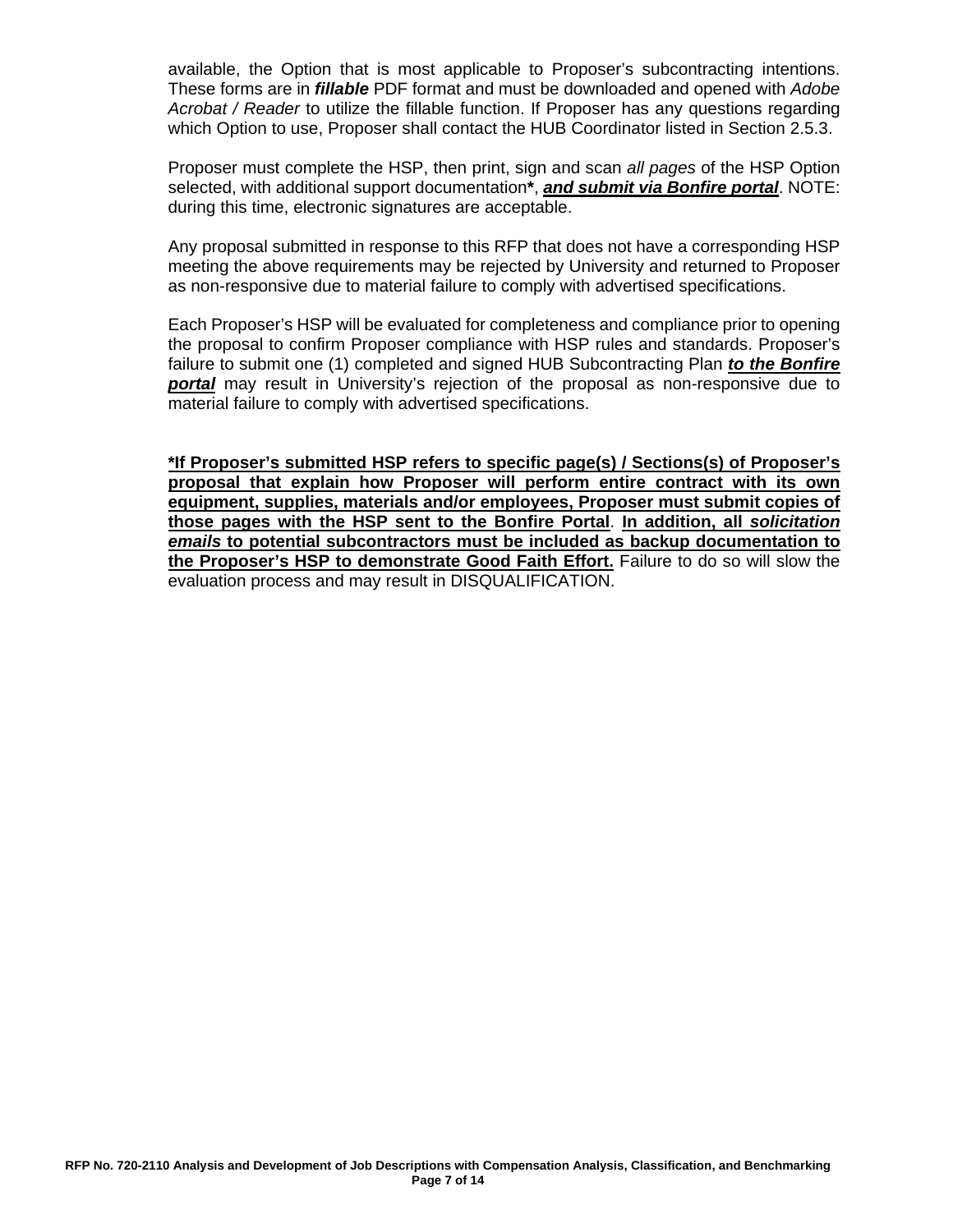available, the Option that is most applicable to Proposer's subcontracting intentions. These forms are in ***fillable*** PDF format and must be downloaded and opened with *Adobe Acrobat / Reader* to utilize the fillable function. If Proposer has any questions regarding which Option to use, Proposer shall contact the HUB Coordinator listed in Section 2.5.3.

Proposer must complete the HSP, then print, sign and scan *all pages* of the HSP Option selected, with additional support documentation**\***, ***and submit via Bonfire portal***. NOTE: during this time, electronic signatures are acceptable.

Any proposal submitted in response to this RFP that does not have a corresponding HSP meeting the above requirements may be rejected by University and returned to Proposer as non-responsive due to material failure to comply with advertised specifications.

Each Proposer's HSP will be evaluated for completeness and compliance prior to opening the proposal to confirm Proposer compliance with HSP rules and standards. Proposer's failure to submit one (1) completed and signed HUB Subcontracting Plan ***to the Bonfire portal*** may result in University's rejection of the proposal as non-responsive due to material failure to comply with advertised specifications.

**\*If Proposer's submitted HSP refers to specific page(s) / Sections(s) of Proposer's proposal that explain how Proposer will perform entire contract with its own equipment, supplies, materials and/or employees, Proposer must submit copies of those pages with the HSP sent to the Bonfire Portal**. **In addition, all *solicitation emails* to potential subcontractors must be included as backup documentation to the Proposer's HSP to demonstrate Good Faith Effort.** Failure to do so will slow the evaluation process and may result in DISQUALIFICATION.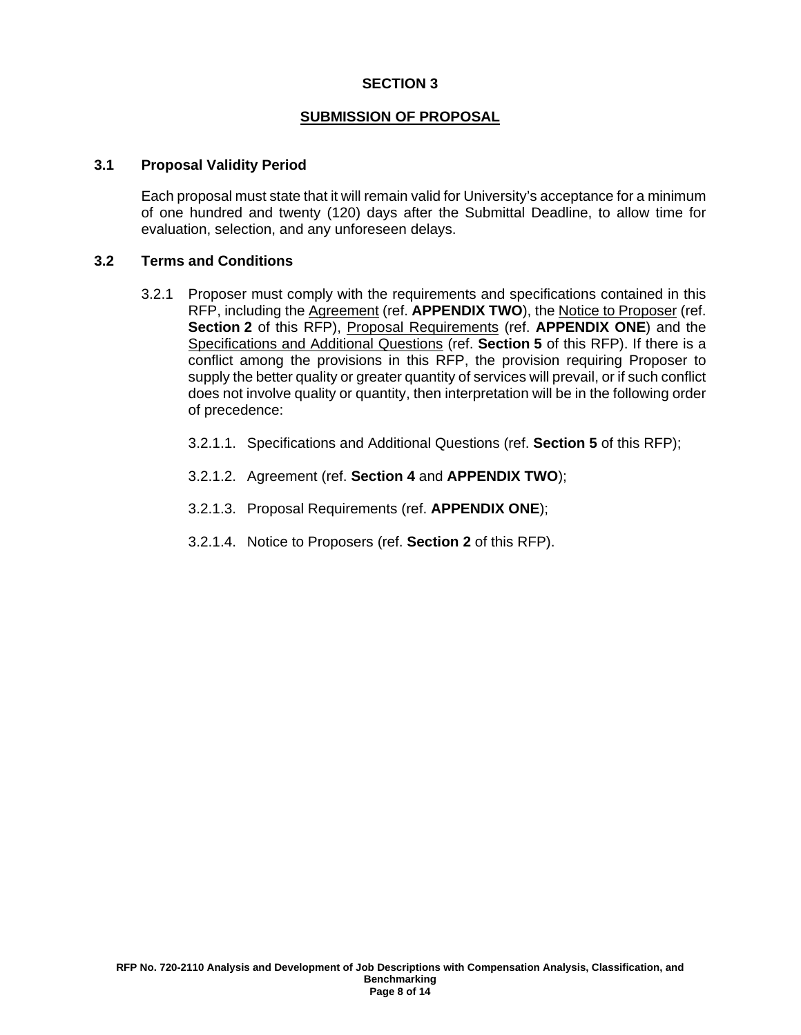# SECTION 3

## SUBMISSION OF PROPOSAL

### 3.1 Proposal Validity Period

Each proposal must state that it will remain valid for University's acceptance for a minimum of one hundred and twenty (120) days after the Submittal Deadline, to allow time for evaluation, selection, and any unforeseen delays.

### 3.2 Terms and Conditions

3.2.1 Proposer must comply with the requirements and specifications contained in this RFP, including the Agreement (ref. **APPENDIX TWO**), the Notice to Proposer (ref. **Section 2** of this RFP), Proposal Requirements (ref. **APPENDIX ONE**) and the Specifications and Additional Questions (ref. **Section 5** of this RFP). If there is a conflict among the provisions in this RFP, the provision requiring Proposer to supply the better quality or greater quantity of services will prevail, or if such conflict does not involve quality or quantity, then interpretation will be in the following order of precedence:

3.2.1.1. Specifications and Additional Questions (ref. **Section 5** of this RFP);

3.2.1.2. Agreement (ref. **Section 4** and **APPENDIX TWO**);

3.2.1.3. Proposal Requirements (ref. **APPENDIX ONE**);

3.2.1.4. Notice to Proposers (ref. **Section 2** of this RFP).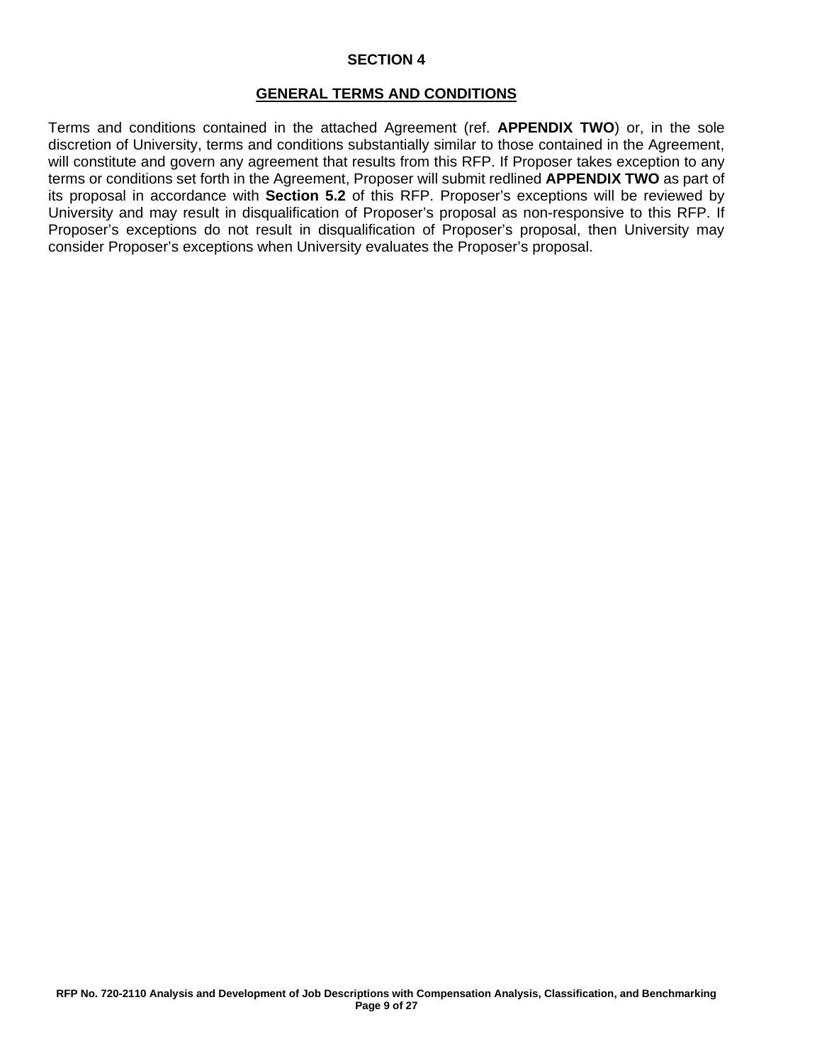# SECTION 4

## GENERAL TERMS AND CONDITIONS

Terms and conditions contained in the attached Agreement (ref. **APPENDIX TWO**) or, in the sole discretion of University, terms and conditions substantially similar to those contained in the Agreement, will constitute and govern any agreement that results from this RFP. If Proposer takes exception to any terms or conditions set forth in the Agreement, Proposer will submit redlined **APPENDIX TWO** as part of its proposal in accordance with **Section 5.2** of this RFP. Proposer's exceptions will be reviewed by University and may result in disqualification of Proposer's proposal as non-responsive to this RFP. If Proposer's exceptions do not result in disqualification of Proposer's proposal, then University may consider Proposer's exceptions when University evaluates the Proposer's proposal.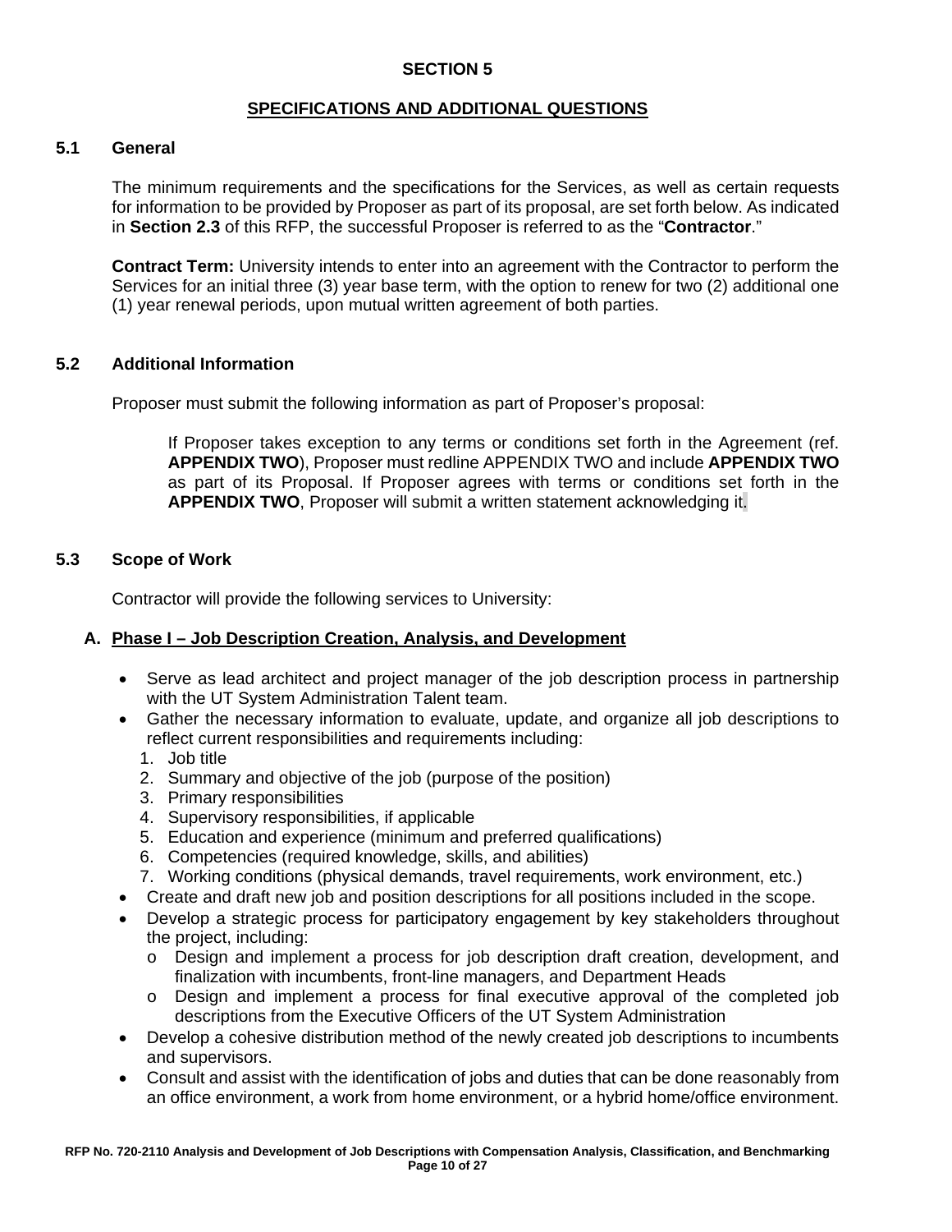## SECTION 5

## SPECIFICATIONS AND ADDITIONAL QUESTIONS

### 5.1 General

The minimum requirements and the specifications for the Services, as well as certain requests for information to be provided by Proposer as part of its proposal, are set forth below. As indicated in **Section 2.3** of this RFP, the successful Proposer is referred to as the "**Contractor**."

**Contract Term:** University intends to enter into an agreement with the Contractor to perform the Services for an initial three (3) year base term, with the option to renew for two (2) additional one (1) year renewal periods, upon mutual written agreement of both parties.

### 5.2 Additional Information

Proposer must submit the following information as part of Proposer's proposal:

> If Proposer takes exception to any terms or conditions set forth in the Agreement (ref. **APPENDIX TWO**), Proposer must redline APPENDIX TWO and include **APPENDIX TWO** as part of its Proposal. If Proposer agrees with terms or conditions set forth in the **APPENDIX TWO**, Proposer will submit a written statement acknowledging it.

### 5.3 Scope of Work

Contractor will provide the following services to University:

**A. Phase I – Job Description Creation, Analysis, and Development**

- Serve as lead architect and project manager of the job description process in partnership with the UT System Administration Talent team.
- Gather the necessary information to evaluate, update, and organize all job descriptions to reflect current responsibilities and requirements including:
  1. Job title
  2. Summary and objective of the job (purpose of the position)
  3. Primary responsibilities
  4. Supervisory responsibilities, if applicable
  5. Education and experience (minimum and preferred qualifications)
  6. Competencies (required knowledge, skills, and abilities)
  7. Working conditions (physical demands, travel requirements, work environment, etc.)
- Create and draft new job and position descriptions for all positions included in the scope.
- Develop a strategic process for participatory engagement by key stakeholders throughout the project, including:
  - Design and implement a process for job description draft creation, development, and finalization with incumbents, front-line managers, and Department Heads
  - Design and implement a process for final executive approval of the completed job descriptions from the Executive Officers of the UT System Administration
- Develop a cohesive distribution method of the newly created job descriptions to incumbents and supervisors.
- Consult and assist with the identification of jobs and duties that can be done reasonably from an office environment, a work from home environment, or a hybrid home/office environment.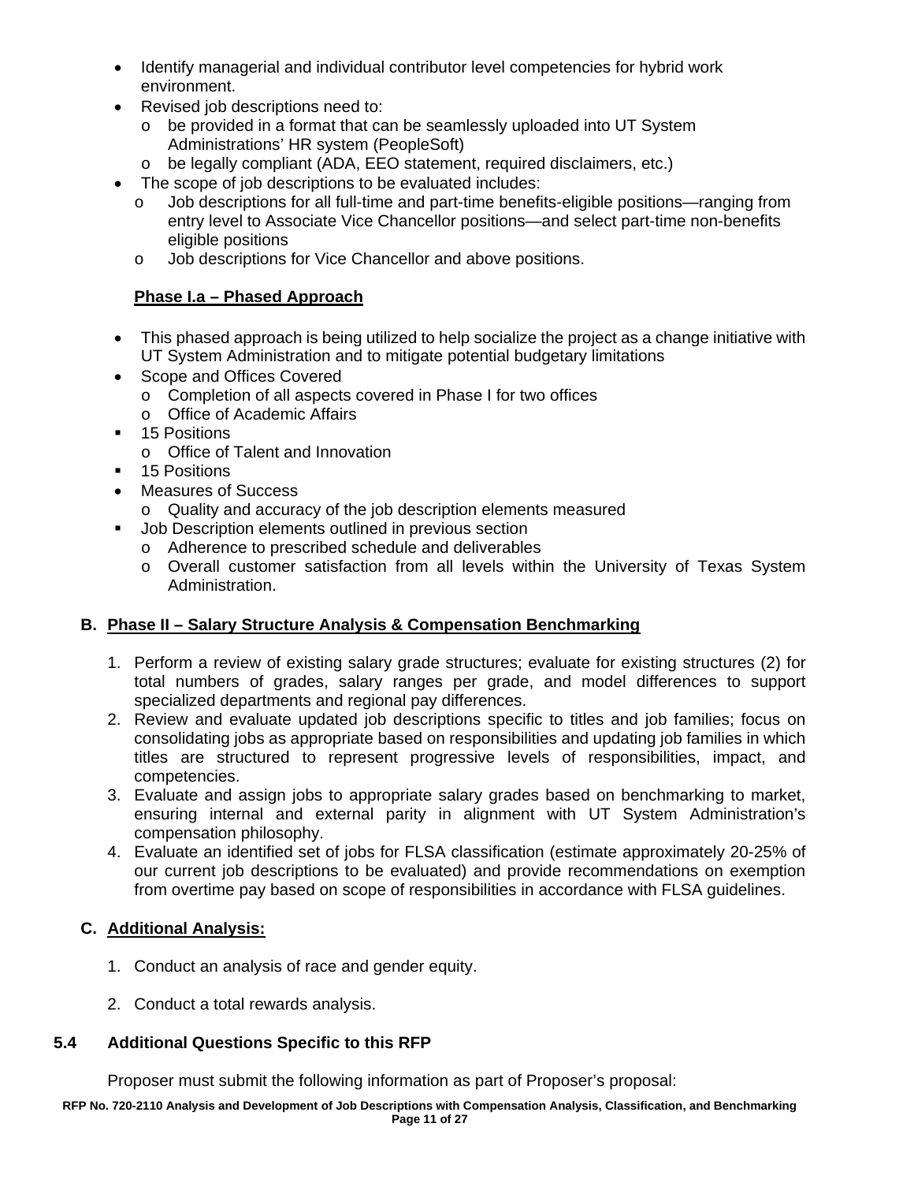- Identify managerial and individual contributor level competencies for hybrid work environment.
- Revised job descriptions need to:
  - be provided in a format that can be seamlessly uploaded into UT System Administrations' HR system (PeopleSoft)
  - be legally compliant (ADA, EEO statement, required disclaimers, etc.)
- The scope of job descriptions to be evaluated includes:
  - Job descriptions for all full-time and part-time benefits-eligible positions—ranging from entry level to Associate Vice Chancellor positions—and select part-time non-benefits eligible positions
  - Job descriptions for Vice Chancellor and above positions.

**Phase I.a – Phased Approach**

- This phased approach is being utilized to help socialize the project as a change initiative with UT System Administration and to mitigate potential budgetary limitations
- Scope and Offices Covered
  - Completion of all aspects covered in Phase I for two offices
  - Office of Academic Affairs
    - 15 Positions
  - Office of Talent and Innovation
    - 15 Positions
- Measures of Success
  - Quality and accuracy of the job description elements measured
    - Job Description elements outlined in previous section
  - Adherence to prescribed schedule and deliverables
  - Overall customer satisfaction from all levels within the University of Texas System Administration.

### B. Phase II – Salary Structure Analysis & Compensation Benchmarking

1. Perform a review of existing salary grade structures; evaluate for existing structures (2) for total numbers of grades, salary ranges per grade, and model differences to support specialized departments and regional pay differences.
2. Review and evaluate updated job descriptions specific to titles and job families; focus on consolidating jobs as appropriate based on responsibilities and updating job families in which titles are structured to represent progressive levels of responsibilities, impact, and competencies.
3. Evaluate and assign jobs to appropriate salary grades based on benchmarking to market, ensuring internal and external parity in alignment with UT System Administration's compensation philosophy.
4. Evaluate an identified set of jobs for FLSA classification (estimate approximately 20-25% of our current job descriptions to be evaluated) and provide recommendations on exemption from overtime pay based on scope of responsibilities in accordance with FLSA guidelines.

### C. Additional Analysis:

1. Conduct an analysis of race and gender equity.

2. Conduct a total rewards analysis.

## 5.4 Additional Questions Specific to this RFP

Proposer must submit the following information as part of Proposer's proposal: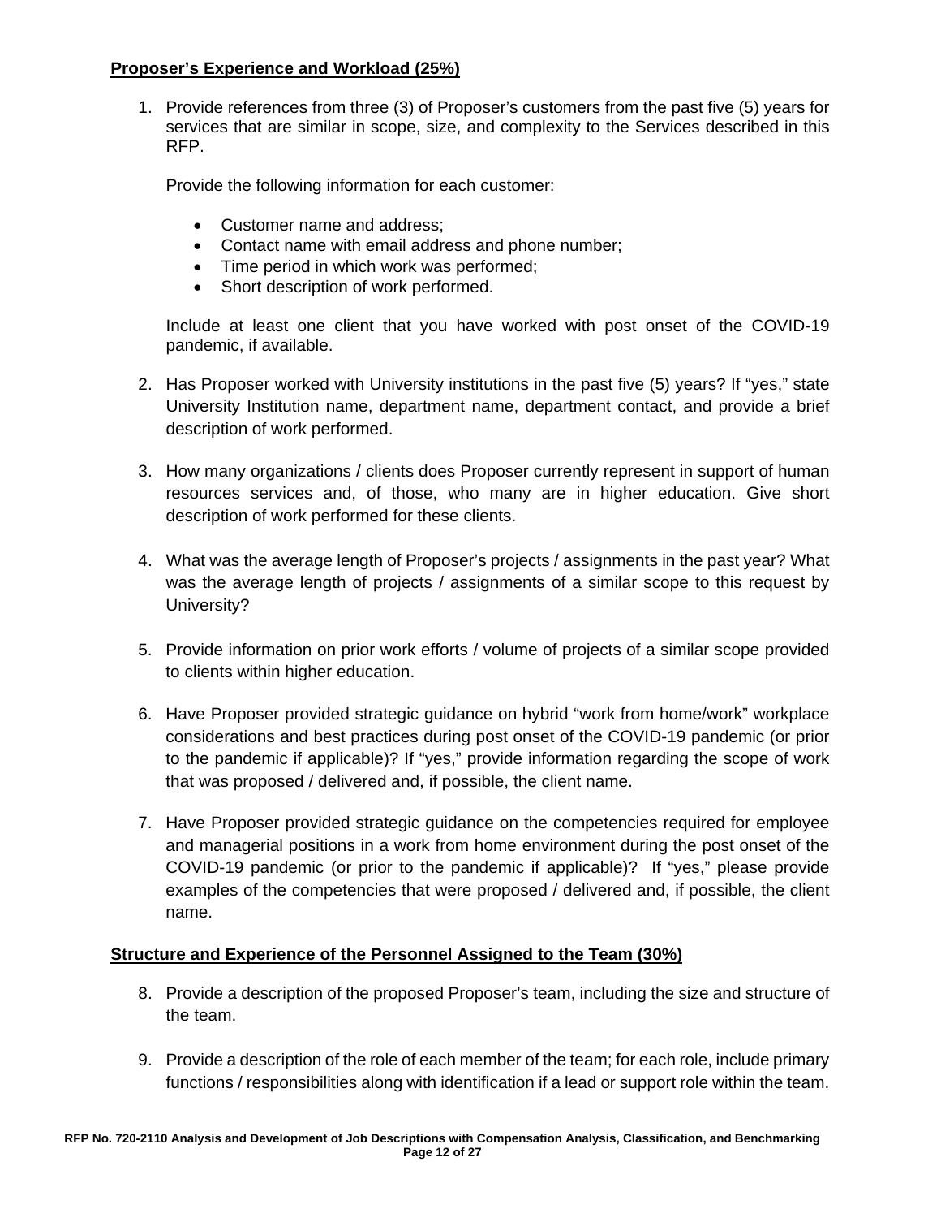**Proposer's Experience and Workload (25%)**

1. Provide references from three (3) of Proposer's customers from the past five (5) years for services that are similar in scope, size, and complexity to the Services described in this RFP.

   Provide the following information for each customer:

   - Customer name and address;
   - Contact name with email address and phone number;
   - Time period in which work was performed;
   - Short description of work performed.

   Include at least one client that you have worked with post onset of the COVID-19 pandemic, if available.

2. Has Proposer worked with University institutions in the past five (5) years? If "yes," state University Institution name, department name, department contact, and provide a brief description of work performed.

3. How many organizations / clients does Proposer currently represent in support of human resources services and, of those, who many are in higher education. Give short description of work performed for these clients.

4. What was the average length of Proposer's projects / assignments in the past year? What was the average length of projects / assignments of a similar scope to this request by University?

5. Provide information on prior work efforts / volume of projects of a similar scope provided to clients within higher education.

6. Have Proposer provided strategic guidance on hybrid "work from home/work" workplace considerations and best practices during post onset of the COVID-19 pandemic (or prior to the pandemic if applicable)? If "yes," provide information regarding the scope of work that was proposed / delivered and, if possible, the client name.

7. Have Proposer provided strategic guidance on the competencies required for employee and managerial positions in a work from home environment during the post onset of the COVID-19 pandemic (or prior to the pandemic if applicable)? If "yes," please provide examples of the competencies that were proposed / delivered and, if possible, the client name.

**Structure and Experience of the Personnel Assigned to the Team (30%)**

8. Provide a description of the proposed Proposer's team, including the size and structure of the team.

9. Provide a description of the role of each member of the team; for each role, include primary functions / responsibilities along with identification if a lead or support role within the team.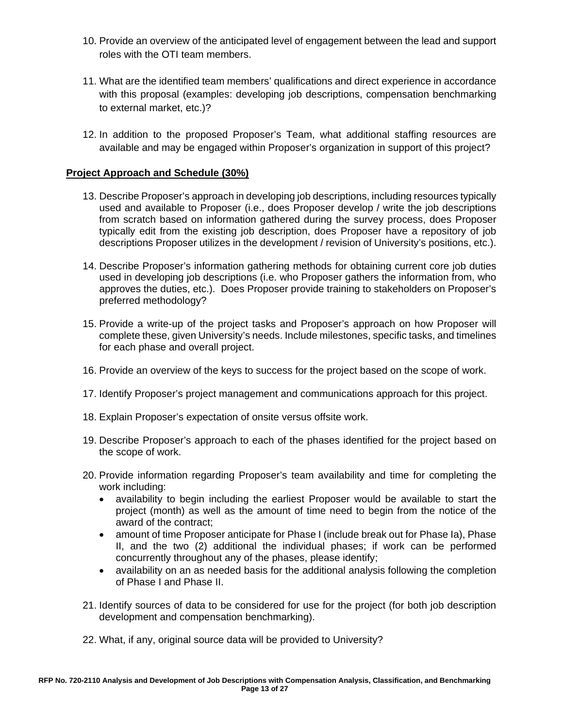10. Provide an overview of the anticipated level of engagement between the lead and support roles with the OTI team members.

11. What are the identified team members' qualifications and direct experience in accordance with this proposal (examples: developing job descriptions, compensation benchmarking to external market, etc.)?

12. In addition to the proposed Proposer's Team, what additional staffing resources are available and may be engaged within Proposer's organization in support of this project?

**Project Approach and Schedule (30%)**

13. Describe Proposer's approach in developing job descriptions, including resources typically used and available to Proposer (i.e., does Proposer develop / write the job descriptions from scratch based on information gathered during the survey process, does Proposer typically edit from the existing job description, does Proposer have a repository of job descriptions Proposer utilizes in the development / revision of University's positions, etc.).

14. Describe Proposer's information gathering methods for obtaining current core job duties used in developing job descriptions (i.e. who Proposer gathers the information from, who approves the duties, etc.). Does Proposer provide training to stakeholders on Proposer's preferred methodology?

15. Provide a write-up of the project tasks and Proposer's approach on how Proposer will complete these, given University's needs. Include milestones, specific tasks, and timelines for each phase and overall project.

16. Provide an overview of the keys to success for the project based on the scope of work.

17. Identify Proposer's project management and communications approach for this project.

18. Explain Proposer's expectation of onsite versus offsite work.

19. Describe Proposer's approach to each of the phases identified for the project based on the scope of work.

20. Provide information regarding Proposer's team availability and time for completing the work including:
    - availability to begin including the earliest Proposer would be available to start the project (month) as well as the amount of time need to begin from the notice of the award of the contract;
    - amount of time Proposer anticipate for Phase I (include break out for Phase Ia), Phase II, and the two (2) additional the individual phases; if work can be performed concurrently throughout any of the phases, please identify;
    - availability on an as needed basis for the additional analysis following the completion of Phase I and Phase II.

21. Identify sources of data to be considered for use for the project (for both job description development and compensation benchmarking).

22. What, if any, original source data will be provided to University?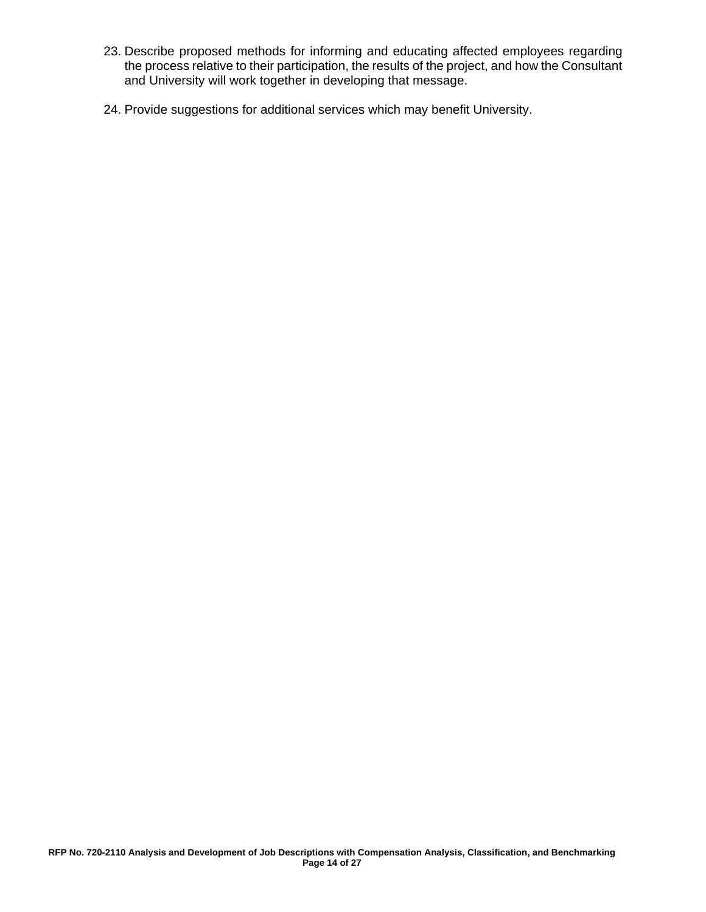23. Describe proposed methods for informing and educating affected employees regarding the process relative to their participation, the results of the project, and how the Consultant and University will work together in developing that message.

24. Provide suggestions for additional services which may benefit University.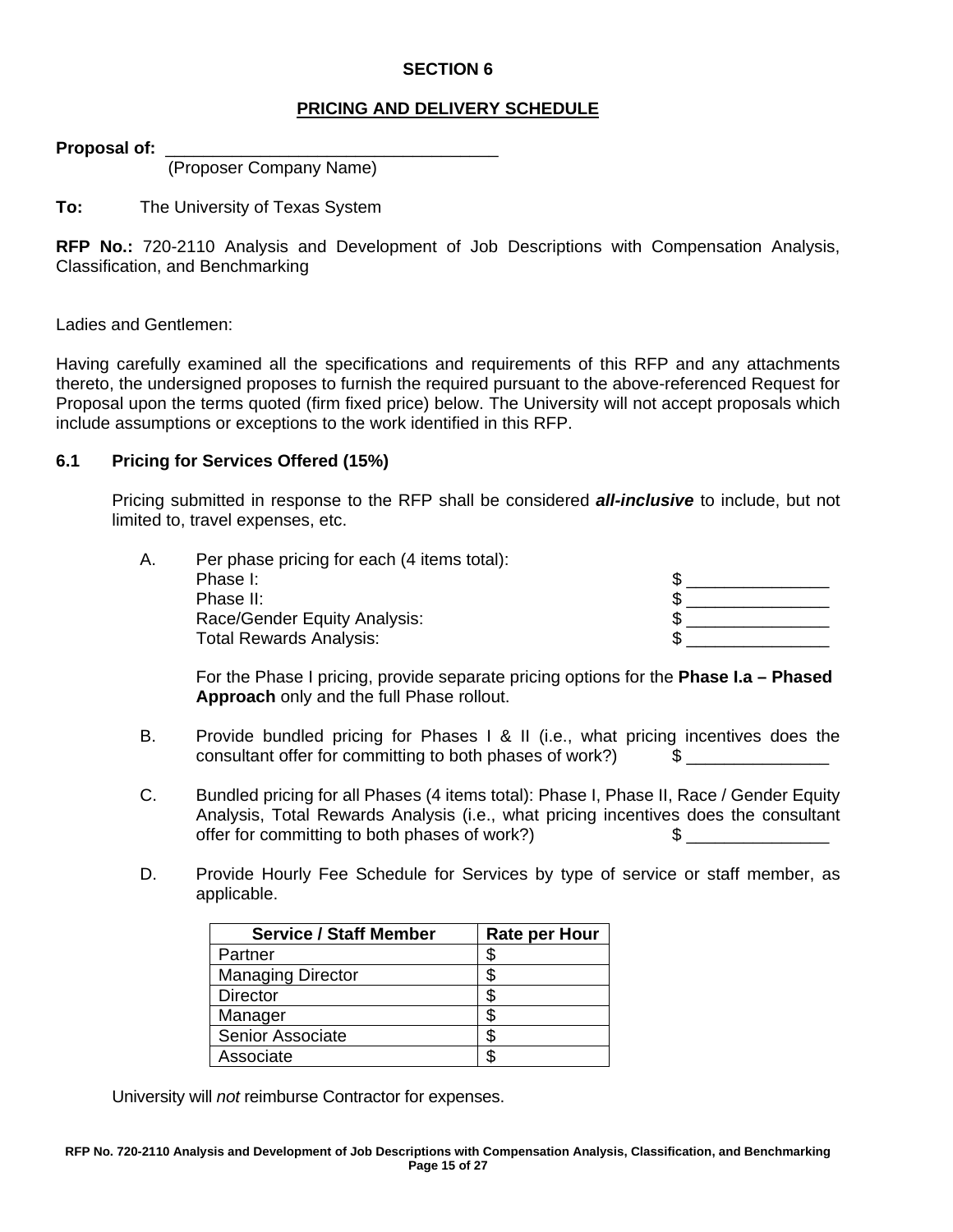## SECTION 6

## PRICING AND DELIVERY SCHEDULE

**Proposal of:** ___________________________________
(Proposer Company Name)

**To:** The University of Texas System

**RFP No.:** 720-2110 Analysis and Development of Job Descriptions with Compensation Analysis, Classification, and Benchmarking

Ladies and Gentlemen:

Having carefully examined all the specifications and requirements of this RFP and any attachments thereto, the undersigned proposes to furnish the required pursuant to the above-referenced Request for Proposal upon the terms quoted (firm fixed price) below. The University will not accept proposals which include assumptions or exceptions to the work identified in this RFP.

### 6.1 Pricing for Services Offered (15%)

Pricing submitted in response to the RFP shall be considered ***all-inclusive*** to include, but not limited to, travel expenses, etc.

A. Per phase pricing for each (4 items total):
   Phase I: $ _______________
   Phase II: $ _______________
   Race/Gender Equity Analysis: $ _______________
   Total Rewards Analysis: $ _______________

   For the Phase I pricing, provide separate pricing options for the **Phase I.a – Phased Approach** only and the full Phase rollout.

B. Provide bundled pricing for Phases I & II (i.e., what pricing incentives does the consultant offer for committing to both phases of work?) $ _______________

C. Bundled pricing for all Phases (4 items total): Phase I, Phase II, Race / Gender Equity Analysis, Total Rewards Analysis (i.e., what pricing incentives does the consultant offer for committing to both phases of work?) $ _______________

D. Provide Hourly Fee Schedule for Services by type of service or staff member, as applicable.

| Service / Staff Member | Rate per Hour |
|---|---|
| Partner | $ |
| Managing Director | $ |
| Director | $ |
| Manager | $ |
| Senior Associate | $ |
| Associate | $ |

University will *not* reimburse Contractor for expenses.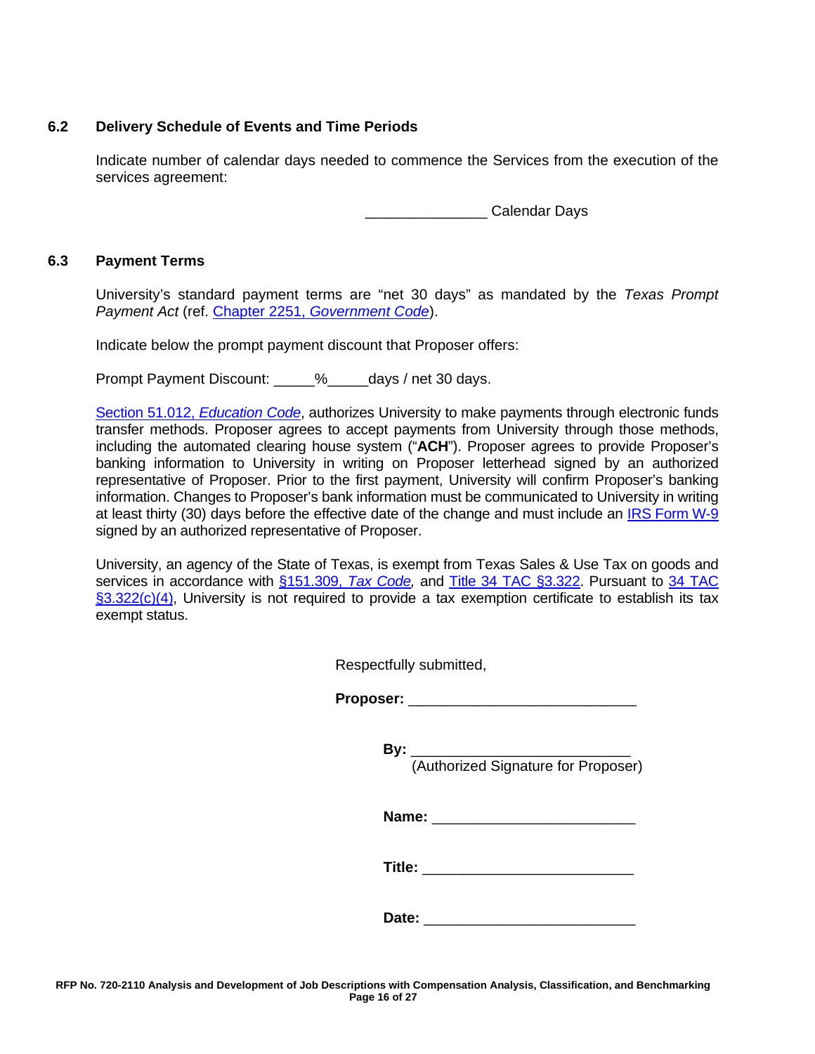### 6.2 Delivery Schedule of Events and Time Periods

Indicate number of calendar days needed to commence the Services from the execution of the services agreement:

_______________ Calendar Days

### 6.3 Payment Terms

University's standard payment terms are "net 30 days" as mandated by the *Texas Prompt Payment Act* (ref. Chapter 2251, *Government Code*).

Indicate below the prompt payment discount that Proposer offers:

Prompt Payment Discount: _____%_____days / net 30 days.

Section 51.012, *Education Code*, authorizes University to make payments through electronic funds transfer methods. Proposer agrees to accept payments from University through those methods, including the automated clearing house system ("**ACH**"). Proposer agrees to provide Proposer's banking information to University in writing on Proposer letterhead signed by an authorized representative of Proposer. Prior to the first payment, University will confirm Proposer's banking information. Changes to Proposer's bank information must be communicated to University in writing at least thirty (30) days before the effective date of the change and must include an IRS Form W-9 signed by an authorized representative of Proposer.

University, an agency of the State of Texas, is exempt from Texas Sales & Use Tax on goods and services in accordance with §151.309, *Tax Code*, and Title 34 TAC §3.322. Pursuant to 34 TAC §3.322(c)(4), University is not required to provide a tax exemption certificate to establish its tax exempt status.

Respectfully submitted,

**Proposer:** ____________________________

**By:** ___________________________
(Authorized Signature for Proposer)

**Name:** _________________________

**Title:** __________________________

**Date:** __________________________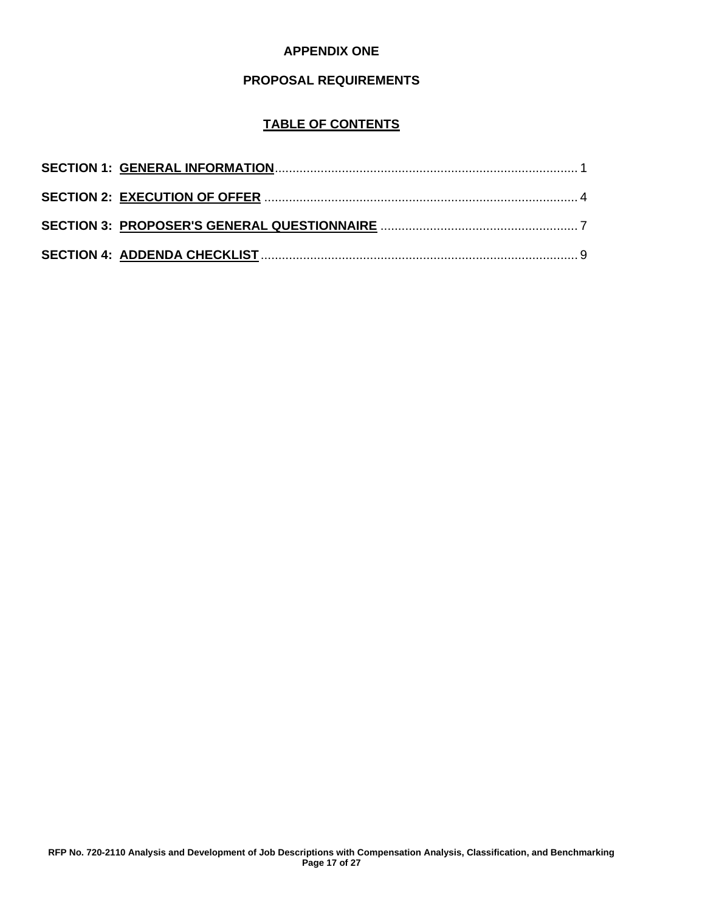# APPENDIX ONE

## PROPOSAL REQUIREMENTS

### TABLE OF CONTENTS

**SECTION 1: GENERAL INFORMATION** ........................................................................................ 1

**SECTION 2: EXECUTION OF OFFER** ........................................................................................ 4

**SECTION 3: PROPOSER'S GENERAL QUESTIONNAIRE** ....................................................... 7

**SECTION 4: ADDENDA CHECKLIST** ......................................................................................... 9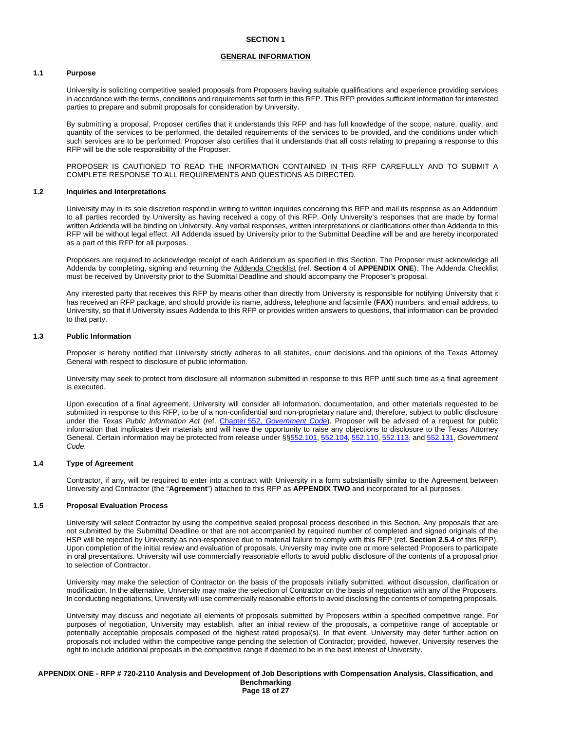# SECTION 1

## GENERAL INFORMATION

### 1.1 Purpose

University is soliciting competitive sealed proposals from Proposers having suitable qualifications and experience providing services in accordance with the terms, conditions and requirements set forth in this RFP. This RFP provides sufficient information for interested parties to prepare and submit proposals for consideration by University.

By submitting a proposal, Proposer certifies that it understands this RFP and has full knowledge of the scope, nature, quality, and quantity of the services to be performed, the detailed requirements of the services to be provided, and the conditions under which such services are to be performed. Proposer also certifies that it understands that all costs relating to preparing a response to this RFP will be the sole responsibility of the Proposer.

PROPOSER IS CAUTIONED TO READ THE INFORMATION CONTAINED IN THIS RFP CAREFULLY AND TO SUBMIT A COMPLETE RESPONSE TO ALL REQUIREMENTS AND QUESTIONS AS DIRECTED.

### 1.2 Inquiries and Interpretations

University may in its sole discretion respond in writing to written inquiries concerning this RFP and mail its response as an Addendum to all parties recorded by University as having received a copy of this RFP. Only University's responses that are made by formal written Addenda will be binding on University. Any verbal responses, written interpretations or clarifications other than Addenda to this RFP will be without legal effect. All Addenda issued by University prior to the Submittal Deadline will be and are hereby incorporated as a part of this RFP for all purposes.

Proposers are required to acknowledge receipt of each Addendum as specified in this Section. The Proposer must acknowledge all Addenda by completing, signing and returning the Addenda Checklist (ref. **Section 4** of **APPENDIX ONE**). The Addenda Checklist must be received by University prior to the Submittal Deadline and should accompany the Proposer's proposal.

Any interested party that receives this RFP by means other than directly from University is responsible for notifying University that it has received an RFP package, and should provide its name, address, telephone and facsimile (**FAX**) numbers, and email address, to University, so that if University issues Addenda to this RFP or provides written answers to questions, that information can be provided to that party.

### 1.3 Public Information

Proposer is hereby notified that University strictly adheres to all statutes, court decisions and the opinions of the Texas Attorney General with respect to disclosure of public information.

University may seek to protect from disclosure all information submitted in response to this RFP until such time as a final agreement is executed.

Upon execution of a final agreement, University will consider all information, documentation, and other materials requested to be submitted in response to this RFP, to be of a non-confidential and non-proprietary nature and, therefore, subject to public disclosure under the *Texas Public Information Act* (ref. Chapter 552, *Government Code*). Proposer will be advised of a request for public information that implicates their materials and will have the opportunity to raise any objections to disclosure to the Texas Attorney General. Certain information may be protected from release under §§552.101, 552.104, 552.110, 552.113, and 552.131, *Government Code*.

### 1.4 Type of Agreement

Contractor, if any, will be required to enter into a contract with University in a form substantially similar to the Agreement between University and Contractor (the "**Agreement**") attached to this RFP as **APPENDIX TWO** and incorporated for all purposes.

### 1.5 Proposal Evaluation Process

University will select Contractor by using the competitive sealed proposal process described in this Section. Any proposals that are not submitted by the Submittal Deadline or that are not accompanied by required number of completed and signed originals of the HSP will be rejected by University as non-responsive due to material failure to comply with this RFP (ref. **Section 2.5.4** of this RFP). Upon completion of the initial review and evaluation of proposals, University may invite one or more selected Proposers to participate in oral presentations. University will use commercially reasonable efforts to avoid public disclosure of the contents of a proposal prior to selection of Contractor.

University may make the selection of Contractor on the basis of the proposals initially submitted, without discussion, clarification or modification. In the alternative, University may make the selection of Contractor on the basis of negotiation with any of the Proposers. In conducting negotiations, University will use commercially reasonable efforts to avoid disclosing the contents of competing proposals.

University may discuss and negotiate all elements of proposals submitted by Proposers within a specified competitive range. For purposes of negotiation, University may establish, after an initial review of the proposals, a competitive range of acceptable or potentially acceptable proposals composed of the highest rated proposal(s). In that event, University may defer further action on proposals not included within the competitive range pending the selection of Contractor; provided, however, University reserves the right to include additional proposals in the competitive range if deemed to be in the best interest of University.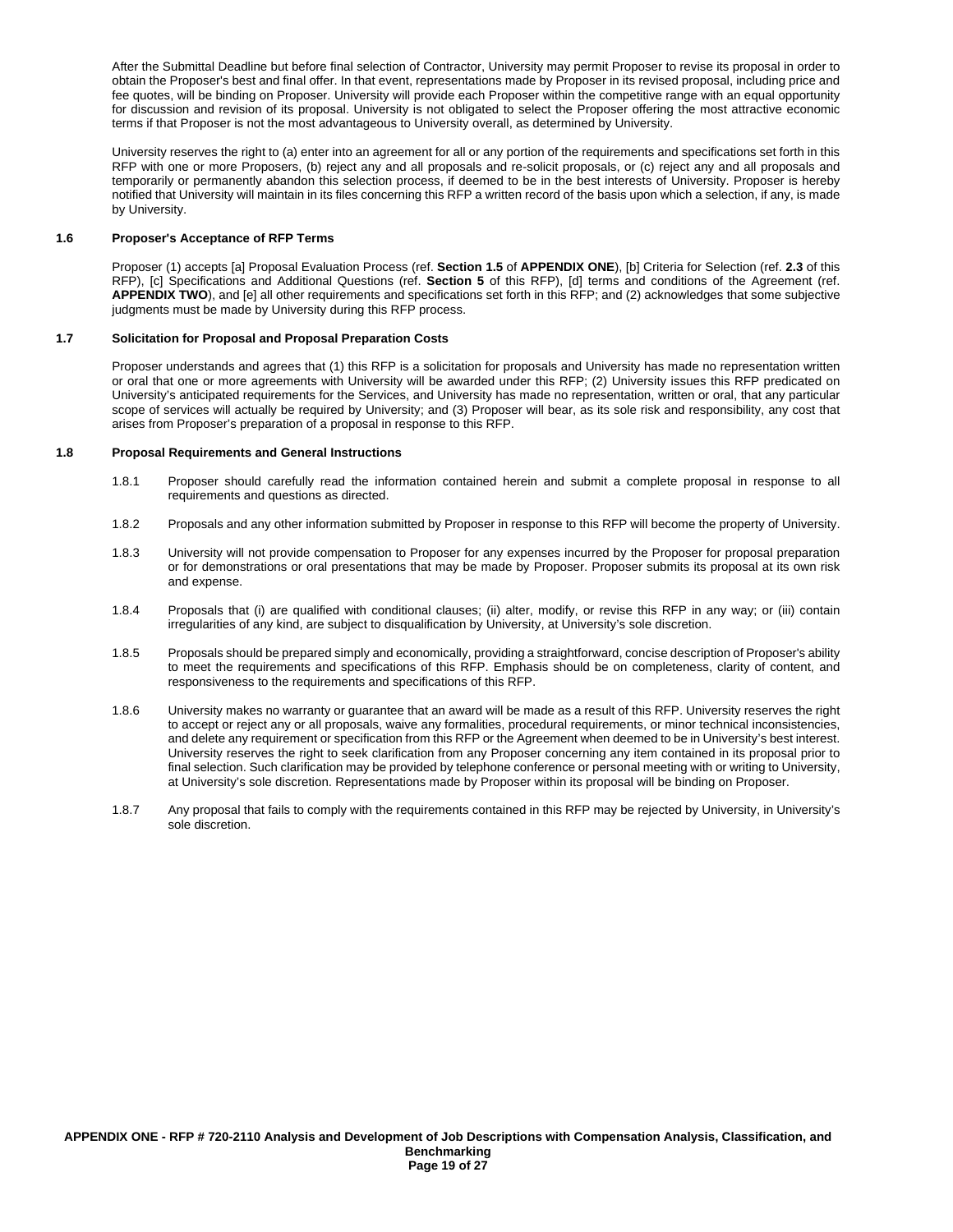After the Submittal Deadline but before final selection of Contractor, University may permit Proposer to revise its proposal in order to obtain the Proposer's best and final offer. In that event, representations made by Proposer in its revised proposal, including price and fee quotes, will be binding on Proposer. University will provide each Proposer within the competitive range with an equal opportunity for discussion and revision of its proposal. University is not obligated to select the Proposer offering the most attractive economic terms if that Proposer is not the most advantageous to University overall, as determined by University.

University reserves the right to (a) enter into an agreement for all or any portion of the requirements and specifications set forth in this RFP with one or more Proposers, (b) reject any and all proposals and re-solicit proposals, or (c) reject any and all proposals and temporarily or permanently abandon this selection process, if deemed to be in the best interests of University. Proposer is hereby notified that University will maintain in its files concerning this RFP a written record of the basis upon which a selection, if any, is made by University.

### 1.6 Proposer's Acceptance of RFP Terms

Proposer (1) accepts [a] Proposal Evaluation Process (ref. **Section 1.5** of **APPENDIX ONE**), [b] Criteria for Selection (ref. **2.3** of this RFP), [c] Specifications and Additional Questions (ref. **Section 5** of this RFP), [d] terms and conditions of the Agreement (ref. **APPENDIX TWO**), and [e] all other requirements and specifications set forth in this RFP; and (2) acknowledges that some subjective judgments must be made by University during this RFP process.

### 1.7 Solicitation for Proposal and Proposal Preparation Costs

Proposer understands and agrees that (1) this RFP is a solicitation for proposals and University has made no representation written or oral that one or more agreements with University will be awarded under this RFP; (2) University issues this RFP predicated on University's anticipated requirements for the Services, and University has made no representation, written or oral, that any particular scope of services will actually be required by University; and (3) Proposer will bear, as its sole risk and responsibility, any cost that arises from Proposer's preparation of a proposal in response to this RFP.

### 1.8 Proposal Requirements and General Instructions

1.8.1 Proposer should carefully read the information contained herein and submit a complete proposal in response to all requirements and questions as directed.

1.8.2 Proposals and any other information submitted by Proposer in response to this RFP will become the property of University.

1.8.3 University will not provide compensation to Proposer for any expenses incurred by the Proposer for proposal preparation or for demonstrations or oral presentations that may be made by Proposer. Proposer submits its proposal at its own risk and expense.

1.8.4 Proposals that (i) are qualified with conditional clauses; (ii) alter, modify, or revise this RFP in any way; or (iii) contain irregularities of any kind, are subject to disqualification by University, at University's sole discretion.

1.8.5 Proposals should be prepared simply and economically, providing a straightforward, concise description of Proposer's ability to meet the requirements and specifications of this RFP. Emphasis should be on completeness, clarity of content, and responsiveness to the requirements and specifications of this RFP.

1.8.6 University makes no warranty or guarantee that an award will be made as a result of this RFP. University reserves the right to accept or reject any or all proposals, waive any formalities, procedural requirements, or minor technical inconsistencies, and delete any requirement or specification from this RFP or the Agreement when deemed to be in University's best interest. University reserves the right to seek clarification from any Proposer concerning any item contained in its proposal prior to final selection. Such clarification may be provided by telephone conference or personal meeting with or writing to University, at University's sole discretion. Representations made by Proposer within its proposal will be binding on Proposer.

1.8.7 Any proposal that fails to comply with the requirements contained in this RFP may be rejected by University, in University's sole discretion.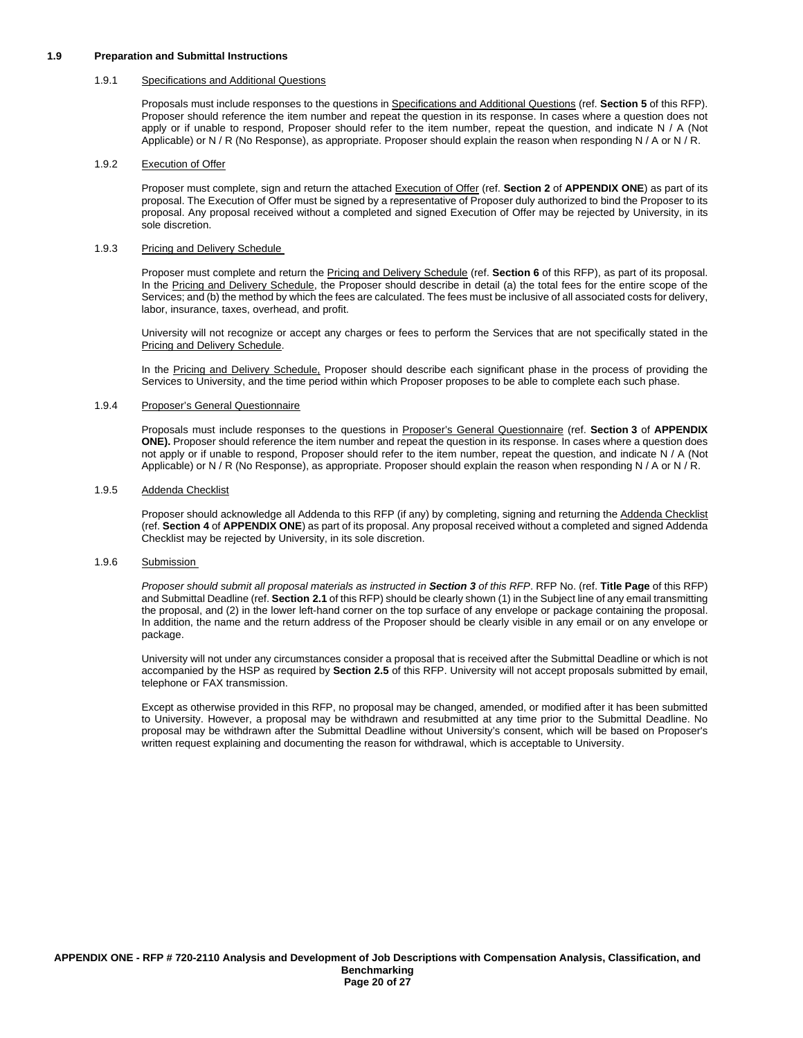## 1.9 Preparation and Submittal Instructions

### 1.9.1 Specifications and Additional Questions

Proposals must include responses to the questions in Specifications and Additional Questions (ref. **Section 5** of this RFP). Proposer should reference the item number and repeat the question in its response. In cases where a question does not apply or if unable to respond, Proposer should refer to the item number, repeat the question, and indicate N / A (Not Applicable) or N / R (No Response), as appropriate. Proposer should explain the reason when responding N / A or N / R.

### 1.9.2 Execution of Offer

Proposer must complete, sign and return the attached Execution of Offer (ref. **Section 2** of **APPENDIX ONE**) as part of its proposal. The Execution of Offer must be signed by a representative of Proposer duly authorized to bind the Proposer to its proposal. Any proposal received without a completed and signed Execution of Offer may be rejected by University, in its sole discretion.

### 1.9.3 Pricing and Delivery Schedule

Proposer must complete and return the Pricing and Delivery Schedule (ref. **Section 6** of this RFP), as part of its proposal. In the Pricing and Delivery Schedule, the Proposer should describe in detail (a) the total fees for the entire scope of the Services; and (b) the method by which the fees are calculated. The fees must be inclusive of all associated costs for delivery, labor, insurance, taxes, overhead, and profit.

University will not recognize or accept any charges or fees to perform the Services that are not specifically stated in the Pricing and Delivery Schedule.

In the Pricing and Delivery Schedule, Proposer should describe each significant phase in the process of providing the Services to University, and the time period within which Proposer proposes to be able to complete each such phase.

### 1.9.4 Proposer's General Questionnaire

Proposals must include responses to the questions in Proposer's General Questionnaire (ref. **Section 3** of **APPENDIX ONE).** Proposer should reference the item number and repeat the question in its response. In cases where a question does not apply or if unable to respond, Proposer should refer to the item number, repeat the question, and indicate N / A (Not Applicable) or N / R (No Response), as appropriate. Proposer should explain the reason when responding N / A or N / R.

### 1.9.5 Addenda Checklist

Proposer should acknowledge all Addenda to this RFP (if any) by completing, signing and returning the Addenda Checklist (ref. **Section 4** of **APPENDIX ONE**) as part of its proposal. Any proposal received without a completed and signed Addenda Checklist may be rejected by University, in its sole discretion.

### 1.9.6 Submission

*Proposer should submit all proposal materials as instructed in **Section 3** of this RFP*. RFP No. (ref. **Title Page** of this RFP) and Submittal Deadline (ref. **Section 2.1** of this RFP) should be clearly shown (1) in the Subject line of any email transmitting the proposal, and (2) in the lower left-hand corner on the top surface of any envelope or package containing the proposal. In addition, the name and the return address of the Proposer should be clearly visible in any email or on any envelope or package.

University will not under any circumstances consider a proposal that is received after the Submittal Deadline or which is not accompanied by the HSP as required by **Section 2.5** of this RFP. University will not accept proposals submitted by email, telephone or FAX transmission.

Except as otherwise provided in this RFP, no proposal may be changed, amended, or modified after it has been submitted to University. However, a proposal may be withdrawn and resubmitted at any time prior to the Submittal Deadline. No proposal may be withdrawn after the Submittal Deadline without University's consent, which will be based on Proposer's written request explaining and documenting the reason for withdrawal, which is acceptable to University.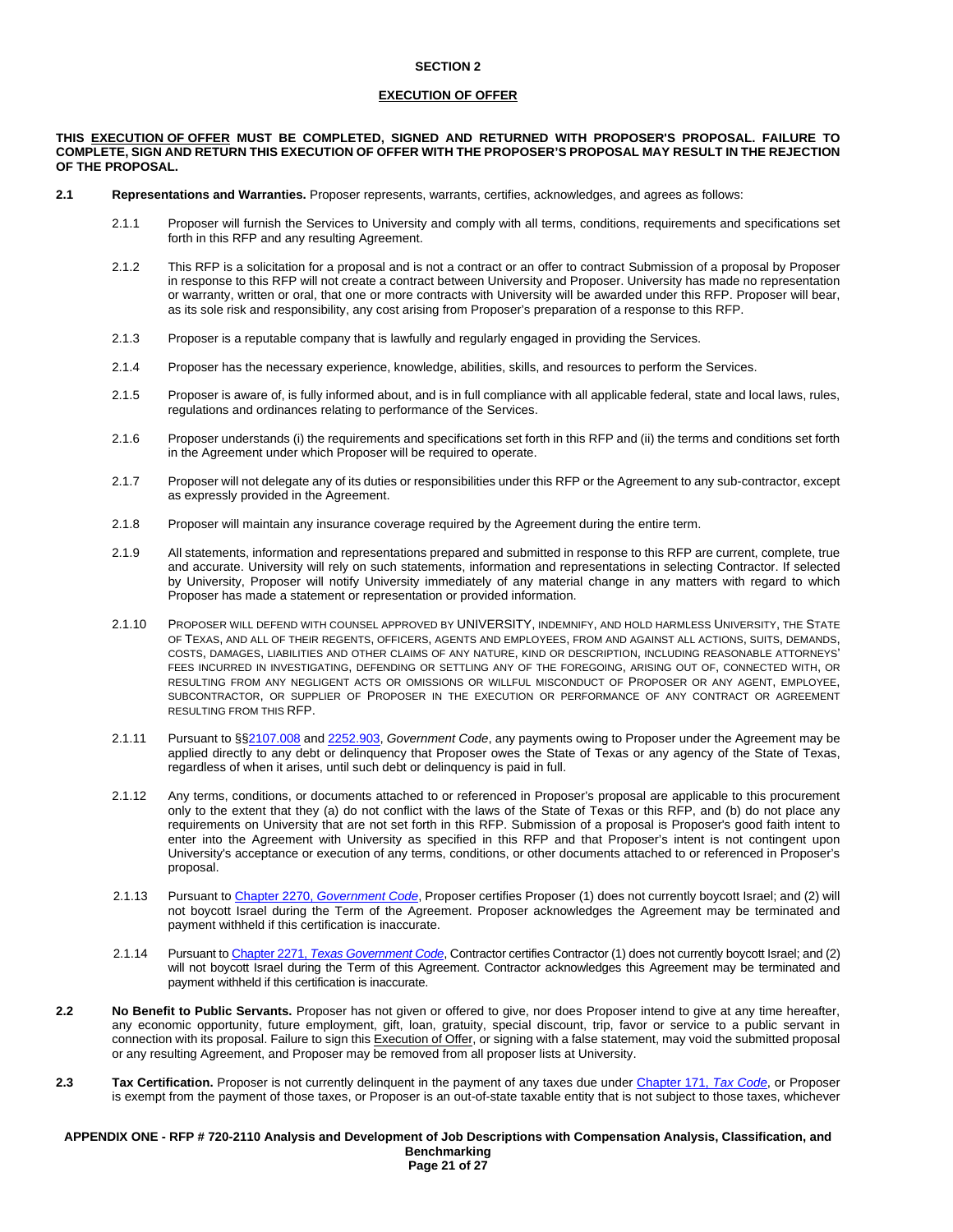## SECTION 2

## EXECUTION OF OFFER

**THIS EXECUTION OF OFFER MUST BE COMPLETED, SIGNED AND RETURNED WITH PROPOSER'S PROPOSAL. FAILURE TO COMPLETE, SIGN AND RETURN THIS EXECUTION OF OFFER WITH THE PROPOSER'S PROPOSAL MAY RESULT IN THE REJECTION OF THE PROPOSAL.**

**2.1 Representations and Warranties.** Proposer represents, warrants, certifies, acknowledges, and agrees as follows:

2.1.1 Proposer will furnish the Services to University and comply with all terms, conditions, requirements and specifications set forth in this RFP and any resulting Agreement.

2.1.2 This RFP is a solicitation for a proposal and is not a contract or an offer to contract Submission of a proposal by Proposer in response to this RFP will not create a contract between University and Proposer. University has made no representation or warranty, written or oral, that one or more contracts with University will be awarded under this RFP. Proposer will bear, as its sole risk and responsibility, any cost arising from Proposer's preparation of a response to this RFP.

2.1.3 Proposer is a reputable company that is lawfully and regularly engaged in providing the Services.

2.1.4 Proposer has the necessary experience, knowledge, abilities, skills, and resources to perform the Services.

2.1.5 Proposer is aware of, is fully informed about, and is in full compliance with all applicable federal, state and local laws, rules, regulations and ordinances relating to performance of the Services.

2.1.6 Proposer understands (i) the requirements and specifications set forth in this RFP and (ii) the terms and conditions set forth in the Agreement under which Proposer will be required to operate.

2.1.7 Proposer will not delegate any of its duties or responsibilities under this RFP or the Agreement to any sub-contractor, except as expressly provided in the Agreement.

2.1.8 Proposer will maintain any insurance coverage required by the Agreement during the entire term.

2.1.9 All statements, information and representations prepared and submitted in response to this RFP are current, complete, true and accurate. University will rely on such statements, information and representations in selecting Contractor. If selected by University, Proposer will notify University immediately of any material change in any matters with regard to which Proposer has made a statement or representation or provided information.

2.1.10 PROPOSER WILL DEFEND WITH COUNSEL APPROVED BY UNIVERSITY, INDEMNIFY, AND HOLD HARMLESS UNIVERSITY, THE STATE OF TEXAS, AND ALL OF THEIR REGENTS, OFFICERS, AGENTS AND EMPLOYEES, FROM AND AGAINST ALL ACTIONS, SUITS, DEMANDS, COSTS, DAMAGES, LIABILITIES AND OTHER CLAIMS OF ANY NATURE, KIND OR DESCRIPTION, INCLUDING REASONABLE ATTORNEYS' FEES INCURRED IN INVESTIGATING, DEFENDING OR SETTLING ANY OF THE FOREGOING, ARISING OUT OF, CONNECTED WITH, OR RESULTING FROM ANY NEGLIGENT ACTS OR OMISSIONS OR WILLFUL MISCONDUCT OF PROPOSER OR ANY AGENT, EMPLOYEE, SUBCONTRACTOR, OR SUPPLIER OF PROPOSER IN THE EXECUTION OR PERFORMANCE OF ANY CONTRACT OR AGREEMENT RESULTING FROM THIS RFP.

2.1.11 Pursuant to §§2107.008 and 2252.903, *Government Code*, any payments owing to Proposer under the Agreement may be applied directly to any debt or delinquency that Proposer owes the State of Texas or any agency of the State of Texas, regardless of when it arises, until such debt or delinquency is paid in full.

2.1.12 Any terms, conditions, or documents attached to or referenced in Proposer's proposal are applicable to this procurement only to the extent that they (a) do not conflict with the laws of the State of Texas or this RFP, and (b) do not place any requirements on University that are not set forth in this RFP. Submission of a proposal is Proposer's good faith intent to enter into the Agreement with University as specified in this RFP and that Proposer's intent is not contingent upon University's acceptance or execution of any terms, conditions, or other documents attached to or referenced in Proposer's proposal.

2.1.13 Pursuant to Chapter 2270, *Government Code*, Proposer certifies Proposer (1) does not currently boycott Israel; and (2) will not boycott Israel during the Term of the Agreement. Proposer acknowledges the Agreement may be terminated and payment withheld if this certification is inaccurate.

2.1.14 Pursuant to Chapter 2271, *Texas Government Code*, Contractor certifies Contractor (1) does not currently boycott Israel; and (2) will not boycott Israel during the Term of this Agreement. Contractor acknowledges this Agreement may be terminated and payment withheld if this certification is inaccurate.

**2.2 No Benefit to Public Servants.** Proposer has not given or offered to give, nor does Proposer intend to give at any time hereafter, any economic opportunity, future employment, gift, loan, gratuity, special discount, trip, favor or service to a public servant in connection with its proposal. Failure to sign this Execution of Offer, or signing with a false statement, may void the submitted proposal or any resulting Agreement, and Proposer may be removed from all proposer lists at University.

**2.3 Tax Certification.** Proposer is not currently delinquent in the payment of any taxes due under Chapter 171, *Tax Code*, or Proposer is exempt from the payment of those taxes, or Proposer is an out-of-state taxable entity that is not subject to those taxes, whichever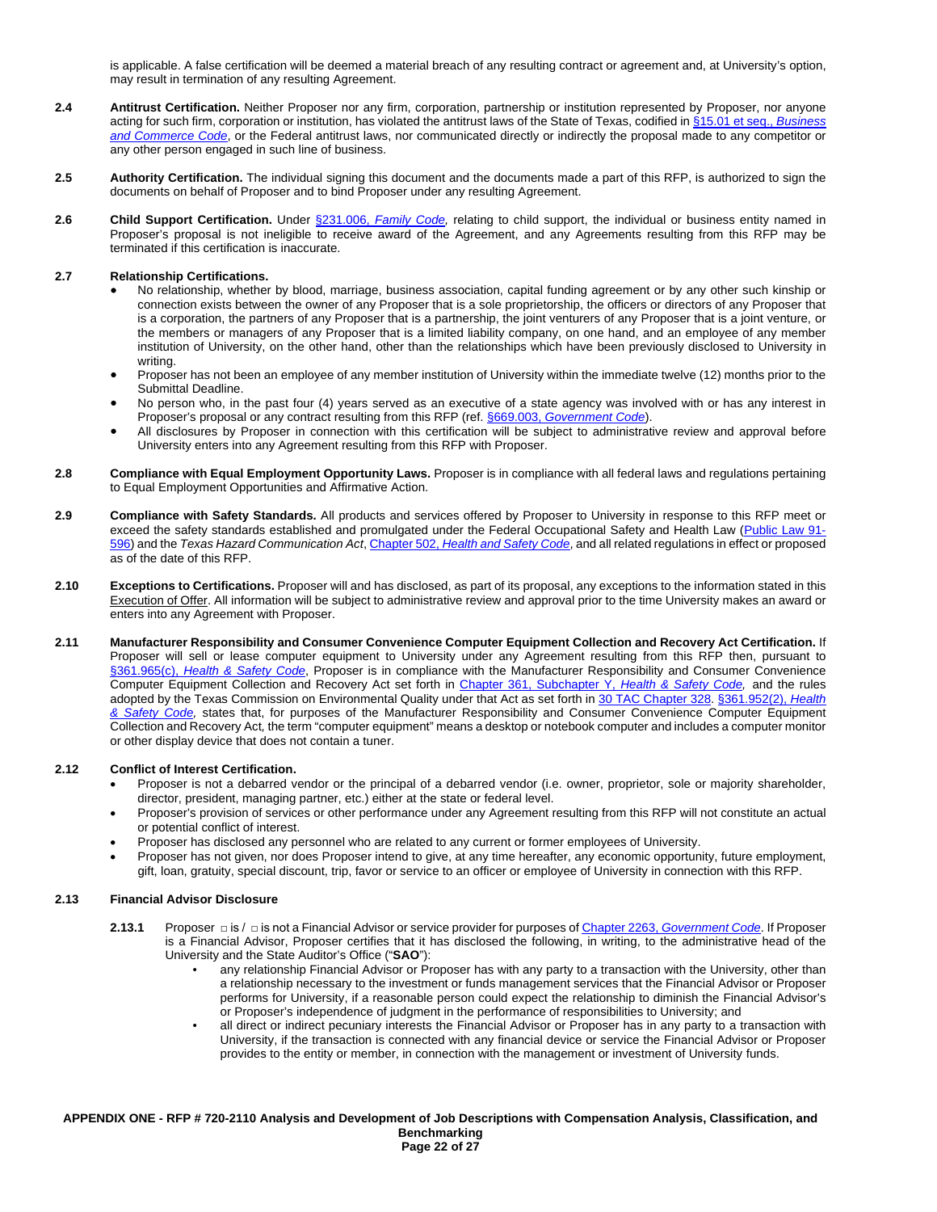is applicable. A false certification will be deemed a material breach of any resulting contract or agreement and, at University's option, may result in termination of any resulting Agreement.

**2.4 Antitrust Certification.** Neither Proposer nor any firm, corporation, partnership or institution represented by Proposer, nor anyone acting for such firm, corporation or institution, has violated the antitrust laws of the State of Texas, codified in §15.01 et seq., *Business and Commerce Code*, or the Federal antitrust laws, nor communicated directly or indirectly the proposal made to any competitor or any other person engaged in such line of business.

**2.5 Authority Certification.** The individual signing this document and the documents made a part of this RFP, is authorized to sign the documents on behalf of Proposer and to bind Proposer under any resulting Agreement.

**2.6 Child Support Certification.** Under §231.006, *Family Code*, relating to child support, the individual or business entity named in Proposer's proposal is not ineligible to receive award of the Agreement, and any Agreements resulting from this RFP may be terminated if this certification is inaccurate.

**2.7 Relationship Certifications.**

- No relationship, whether by blood, marriage, business association, capital funding agreement or by any other such kinship or connection exists between the owner of any Proposer that is a sole proprietorship, the officers or directors of any Proposer that is a corporation, the partners of any Proposer that is a partnership, the joint venturers of any Proposer that is a joint venture, or the members or managers of any Proposer that is a limited liability company, on one hand, and an employee of any member institution of University, on the other hand, other than the relationships which have been previously disclosed to University in writing.
- Proposer has not been an employee of any member institution of University within the immediate twelve (12) months prior to the Submittal Deadline.
- No person who, in the past four (4) years served as an executive of a state agency was involved with or has any interest in Proposer's proposal or any contract resulting from this RFP (ref. §669.003, *Government Code*).
- All disclosures by Proposer in connection with this certification will be subject to administrative review and approval before University enters into any Agreement resulting from this RFP with Proposer.

**2.8 Compliance with Equal Employment Opportunity Laws.** Proposer is in compliance with all federal laws and regulations pertaining to Equal Employment Opportunities and Affirmative Action.

**2.9 Compliance with Safety Standards.** All products and services offered by Proposer to University in response to this RFP meet or exceed the safety standards established and promulgated under the Federal Occupational Safety and Health Law (Public Law 91-596) and the *Texas Hazard Communication Act*, Chapter 502, *Health and Safety Code*, and all related regulations in effect or proposed as of the date of this RFP.

**2.10 Exceptions to Certifications.** Proposer will and has disclosed, as part of its proposal, any exceptions to the information stated in this Execution of Offer. All information will be subject to administrative review and approval prior to the time University makes an award or enters into any Agreement with Proposer.

**2.11 Manufacturer Responsibility and Consumer Convenience Computer Equipment Collection and Recovery Act Certification.** If Proposer will sell or lease computer equipment to University under any Agreement resulting from this RFP then, pursuant to §361.965(c), *Health & Safety Code*, Proposer is in compliance with the Manufacturer Responsibility and Consumer Convenience Computer Equipment Collection and Recovery Act set forth in Chapter 361, Subchapter Y, *Health & Safety Code,* and the rules adopted by the Texas Commission on Environmental Quality under that Act as set forth in 30 TAC Chapter 328. §361.952(2), *Health & Safety Code,* states that, for purposes of the Manufacturer Responsibility and Consumer Convenience Computer Equipment Collection and Recovery Act, the term "computer equipment" means a desktop or notebook computer and includes a computer monitor or other display device that does not contain a tuner.

**2.12 Conflict of Interest Certification.**

- Proposer is not a debarred vendor or the principal of a debarred vendor (i.e. owner, proprietor, sole or majority shareholder, director, president, managing partner, etc.) either at the state or federal level.
- Proposer's provision of services or other performance under any Agreement resulting from this RFP will not constitute an actual or potential conflict of interest.
- Proposer has disclosed any personnel who are related to any current or former employees of University.
- Proposer has not given, nor does Proposer intend to give, at any time hereafter, any economic opportunity, future employment, gift, loan, gratuity, special discount, trip, favor or service to an officer or employee of University in connection with this RFP.

**2.13 Financial Advisor Disclosure**

**2.13.1** Proposer □ is / □ is not a Financial Advisor or service provider for purposes of Chapter 2263, *Government Code*. If Proposer is a Financial Advisor, Proposer certifies that it has disclosed the following, in writing, to the administrative head of the University and the State Auditor's Office ("**SAO**"):

- any relationship Financial Advisor or Proposer has with any party to a transaction with the University, other than a relationship necessary to the investment or funds management services that the Financial Advisor or Proposer performs for University, if a reasonable person could expect the relationship to diminish the Financial Advisor's or Proposer's independence of judgment in the performance of responsibilities to University; and
- all direct or indirect pecuniary interests the Financial Advisor or Proposer has in any party to a transaction with University, if the transaction is connected with any financial device or service the Financial Advisor or Proposer provides to the entity or member, in connection with the management or investment of University funds.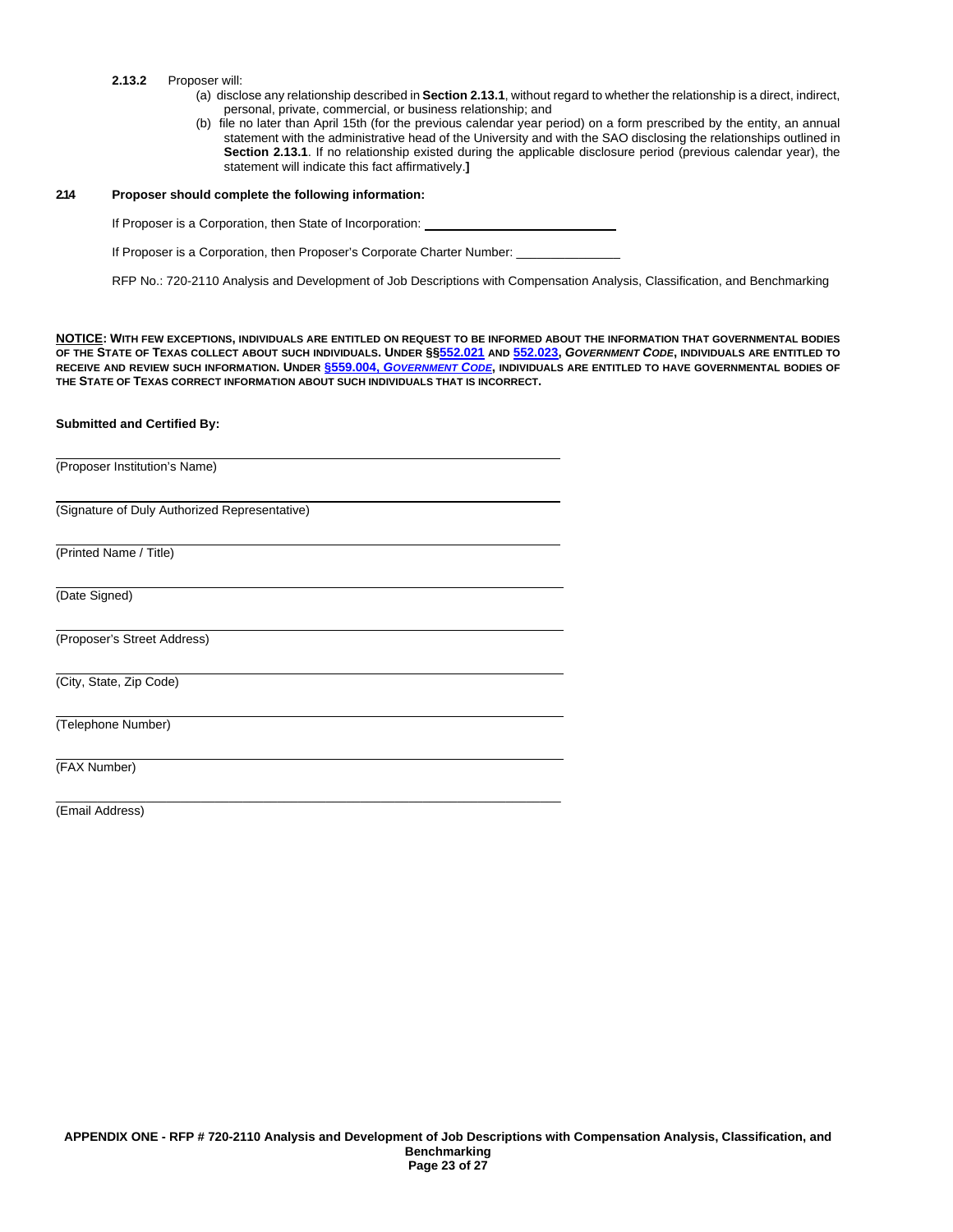**2.13.2** Proposer will:

(a) disclose any relationship described in **Section 2.13.1**, without regard to whether the relationship is a direct, indirect, personal, private, commercial, or business relationship; and

(b) file no later than April 15th (for the previous calendar year period) on a form prescribed by the entity, an annual statement with the administrative head of the University and with the SAO disclosing the relationships outlined in **Section 2.13.1**. If no relationship existed during the applicable disclosure period (previous calendar year), the statement will indicate this fact affirmatively.**]**

**2.14 Proposer should complete the following information:**

If Proposer is a Corporation, then State of Incorporation: \_\_\_\_\_\_\_\_\_\_\_\_\_\_\_\_\_\_\_\_\_\_\_\_\_\_\_\_

If Proposer is a Corporation, then Proposer's Corporate Charter Number: \_\_\_\_\_\_\_\_\_\_\_\_\_\_\_\_

RFP No.: 720-2110 Analysis and Development of Job Descriptions with Compensation Analysis, Classification, and Benchmarking

**NOTICE: WITH FEW EXCEPTIONS, INDIVIDUALS ARE ENTITLED ON REQUEST TO BE INFORMED ABOUT THE INFORMATION THAT GOVERNMENTAL BODIES OF THE STATE OF TEXAS COLLECT ABOUT SUCH INDIVIDUALS. UNDER §§552.021 AND 552.023, *GOVERNMENT CODE*, INDIVIDUALS ARE ENTITLED TO RECEIVE AND REVIEW SUCH INFORMATION. UNDER §559.004, *GOVERNMENT CODE*, INDIVIDUALS ARE ENTITLED TO HAVE GOVERNMENTAL BODIES OF THE STATE OF TEXAS CORRECT INFORMATION ABOUT SUCH INDIVIDUALS THAT IS INCORRECT.**

**Submitted and Certified By:**

\_\_\_\_\_\_\_\_\_\_\_\_\_\_\_\_\_\_\_\_\_\_\_\_\_\_\_\_\_\_\_\_\_\_\_\_\_\_\_\_\_\_\_\_\_\_\_\_\_\_\_\_\_\_\_\_\_\_\_\_
(Proposer Institution's Name)

\_\_\_\_\_\_\_\_\_\_\_\_\_\_\_\_\_\_\_\_\_\_\_\_\_\_\_\_\_\_\_\_\_\_\_\_\_\_\_\_\_\_\_\_\_\_\_\_\_\_\_\_\_\_\_\_\_\_\_\_
(Signature of Duly Authorized Representative)

\_\_\_\_\_\_\_\_\_\_\_\_\_\_\_\_\_\_\_\_\_\_\_\_\_\_\_\_\_\_\_\_\_\_\_\_\_\_\_\_\_\_\_\_\_\_\_\_\_\_\_\_\_\_\_\_\_\_\_\_
(Printed Name / Title)

\_\_\_\_\_\_\_\_\_\_\_\_\_\_\_\_\_\_\_\_\_\_\_\_\_\_\_\_\_\_\_\_\_\_\_\_\_\_\_\_\_\_\_\_\_\_\_\_\_\_\_\_\_\_\_\_\_\_\_\_
(Date Signed)

\_\_\_\_\_\_\_\_\_\_\_\_\_\_\_\_\_\_\_\_\_\_\_\_\_\_\_\_\_\_\_\_\_\_\_\_\_\_\_\_\_\_\_\_\_\_\_\_\_\_\_\_\_\_\_\_\_\_\_\_
(Proposer's Street Address)

\_\_\_\_\_\_\_\_\_\_\_\_\_\_\_\_\_\_\_\_\_\_\_\_\_\_\_\_\_\_\_\_\_\_\_\_\_\_\_\_\_\_\_\_\_\_\_\_\_\_\_\_\_\_\_\_\_\_\_\_
(City, State, Zip Code)

\_\_\_\_\_\_\_\_\_\_\_\_\_\_\_\_\_\_\_\_\_\_\_\_\_\_\_\_\_\_\_\_\_\_\_\_\_\_\_\_\_\_\_\_\_\_\_\_\_\_\_\_\_\_\_\_\_\_\_\_
(Telephone Number)

\_\_\_\_\_\_\_\_\_\_\_\_\_\_\_\_\_\_\_\_\_\_\_\_\_\_\_\_\_\_\_\_\_\_\_\_\_\_\_\_\_\_\_\_\_\_\_\_\_\_\_\_\_\_\_\_\_\_\_\_
(FAX Number)

\_\_\_\_\_\_\_\_\_\_\_\_\_\_\_\_\_\_\_\_\_\_\_\_\_\_\_\_\_\_\_\_\_\_\_\_\_\_\_\_\_\_\_\_\_\_\_\_\_\_\_\_\_\_\_\_\_\_\_\_
(Email Address)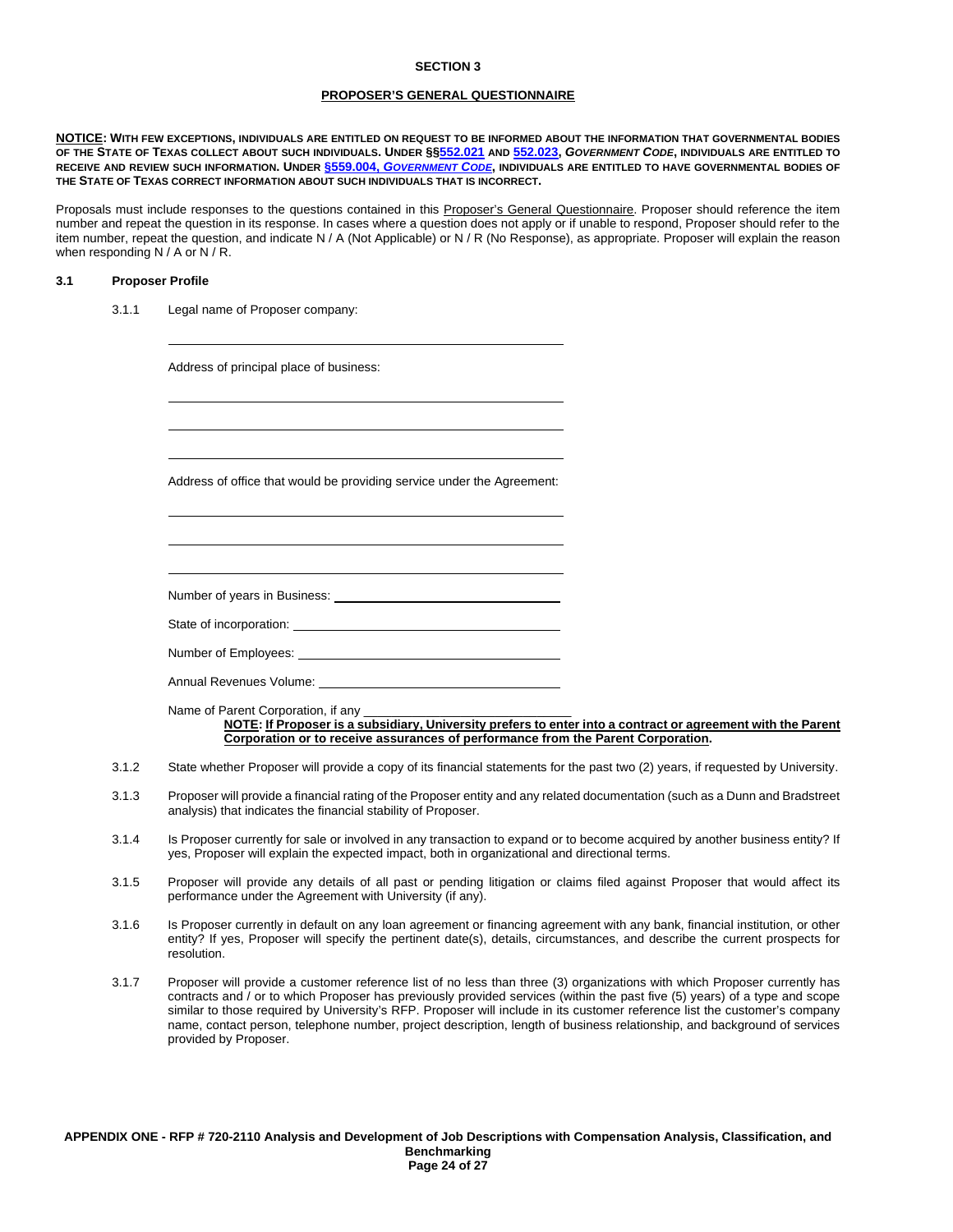**SECTION 3**

**PROPOSER'S GENERAL QUESTIONNAIRE**

**NOTICE: WITH FEW EXCEPTIONS, INDIVIDUALS ARE ENTITLED ON REQUEST TO BE INFORMED ABOUT THE INFORMATION THAT GOVERNMENTAL BODIES OF THE STATE OF TEXAS COLLECT ABOUT SUCH INDIVIDUALS. UNDER §§552.021 AND 552.023, *GOVERNMENT CODE*, INDIVIDUALS ARE ENTITLED TO RECEIVE AND REVIEW SUCH INFORMATION. UNDER §559.004, *GOVERNMENT CODE*, INDIVIDUALS ARE ENTITLED TO HAVE GOVERNMENTAL BODIES OF THE STATE OF TEXAS CORRECT INFORMATION ABOUT SUCH INDIVIDUALS THAT IS INCORRECT.**

Proposals must include responses to the questions contained in this Proposer's General Questionnaire. Proposer should reference the item number and repeat the question in its response. In cases where a question does not apply or if unable to respond, Proposer should refer to the item number, repeat the question, and indicate N / A (Not Applicable) or N / R (No Response), as appropriate. Proposer will explain the reason when responding N / A or N / R.

**3.1 Proposer Profile**

3.1.1 Legal name of Proposer company:

______________________________________________

Address of principal place of business:

______________________________________________

______________________________________________

______________________________________________

Address of office that would be providing service under the Agreement:

______________________________________________

______________________________________________

______________________________________________

Number of years in Business: ______________________

State of incorporation: ______________________

Number of Employees: ______________________

Annual Revenues Volume: ______________________

Name of Parent Corporation, if any ______________________

**NOTE: If Proposer is a subsidiary, University prefers to enter into a contract or agreement with the Parent Corporation or to receive assurances of performance from the Parent Corporation.**

3.1.2 State whether Proposer will provide a copy of its financial statements for the past two (2) years, if requested by University.

3.1.3 Proposer will provide a financial rating of the Proposer entity and any related documentation (such as a Dunn and Bradstreet analysis) that indicates the financial stability of Proposer.

3.1.4 Is Proposer currently for sale or involved in any transaction to expand or to become acquired by another business entity? If yes, Proposer will explain the expected impact, both in organizational and directional terms.

3.1.5 Proposer will provide any details of all past or pending litigation or claims filed against Proposer that would affect its performance under the Agreement with University (if any).

3.1.6 Is Proposer currently in default on any loan agreement or financing agreement with any bank, financial institution, or other entity? If yes, Proposer will specify the pertinent date(s), details, circumstances, and describe the current prospects for resolution.

3.1.7 Proposer will provide a customer reference list of no less than three (3) organizations with which Proposer currently has contracts and / or to which Proposer has previously provided services (within the past five (5) years) of a type and scope similar to those required by University's RFP. Proposer will include in its customer reference list the customer's company name, contact person, telephone number, project description, length of business relationship, and background of services provided by Proposer.

**APPENDIX ONE - RFP # 720-2110 Analysis and Development of Job Descriptions with Compensation Analysis, Classification, and Benchmarking**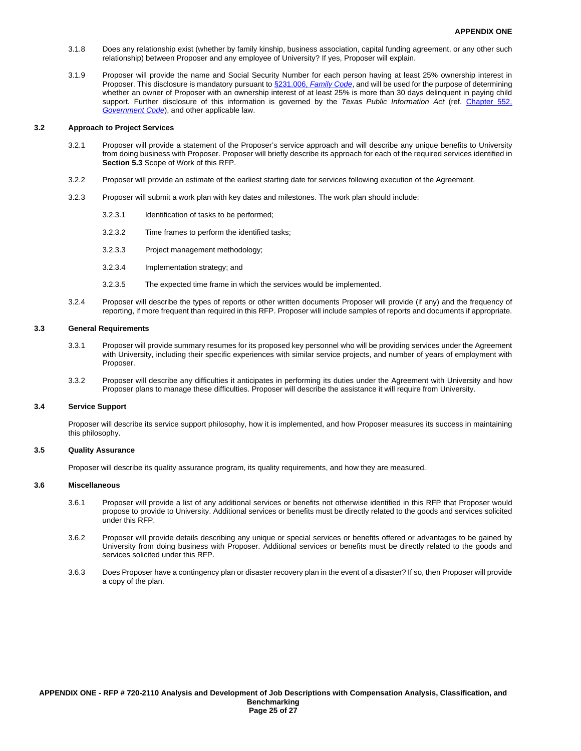3.1.8 Does any relationship exist (whether by family kinship, business association, capital funding agreement, or any other such relationship) between Proposer and any employee of University? If yes, Proposer will explain.

3.1.9 Proposer will provide the name and Social Security Number for each person having at least 25% ownership interest in Proposer. This disclosure is mandatory pursuant to [§231.006, *Family Code*](), and will be used for the purpose of determining whether an owner of Proposer with an ownership interest of at least 25% is more than 30 days delinquent in paying child support. Further disclosure of this information is governed by the *Texas Public Information Act* (ref. [Chapter 552, *Government Code*]()), and other applicable law.

### 3.2 Approach to Project Services

3.2.1 Proposer will provide a statement of the Proposer's service approach and will describe any unique benefits to University from doing business with Proposer. Proposer will briefly describe its approach for each of the required services identified in **Section 5.3** Scope of Work of this RFP.

3.2.2 Proposer will provide an estimate of the earliest starting date for services following execution of the Agreement.

3.2.3 Proposer will submit a work plan with key dates and milestones. The work plan should include:

- 3.2.3.1 Identification of tasks to be performed;
- 3.2.3.2 Time frames to perform the identified tasks;
- 3.2.3.3 Project management methodology;
- 3.2.3.4 Implementation strategy; and
- 3.2.3.5 The expected time frame in which the services would be implemented.

3.2.4 Proposer will describe the types of reports or other written documents Proposer will provide (if any) and the frequency of reporting, if more frequent than required in this RFP. Proposer will include samples of reports and documents if appropriate.

### 3.3 General Requirements

3.3.1 Proposer will provide summary resumes for its proposed key personnel who will be providing services under the Agreement with University, including their specific experiences with similar service projects, and number of years of employment with Proposer.

3.3.2 Proposer will describe any difficulties it anticipates in performing its duties under the Agreement with University and how Proposer plans to manage these difficulties. Proposer will describe the assistance it will require from University.

### 3.4 Service Support

Proposer will describe its service support philosophy, how it is implemented, and how Proposer measures its success in maintaining this philosophy.

### 3.5 Quality Assurance

Proposer will describe its quality assurance program, its quality requirements, and how they are measured.

### 3.6 Miscellaneous

3.6.1 Proposer will provide a list of any additional services or benefits not otherwise identified in this RFP that Proposer would propose to provide to University. Additional services or benefits must be directly related to the goods and services solicited under this RFP.

3.6.2 Proposer will provide details describing any unique or special services or benefits offered or advantages to be gained by University from doing business with Proposer. Additional services or benefits must be directly related to the goods and services solicited under this RFP.

3.6.3 Does Proposer have a contingency plan or disaster recovery plan in the event of a disaster? If so, then Proposer will provide a copy of the plan.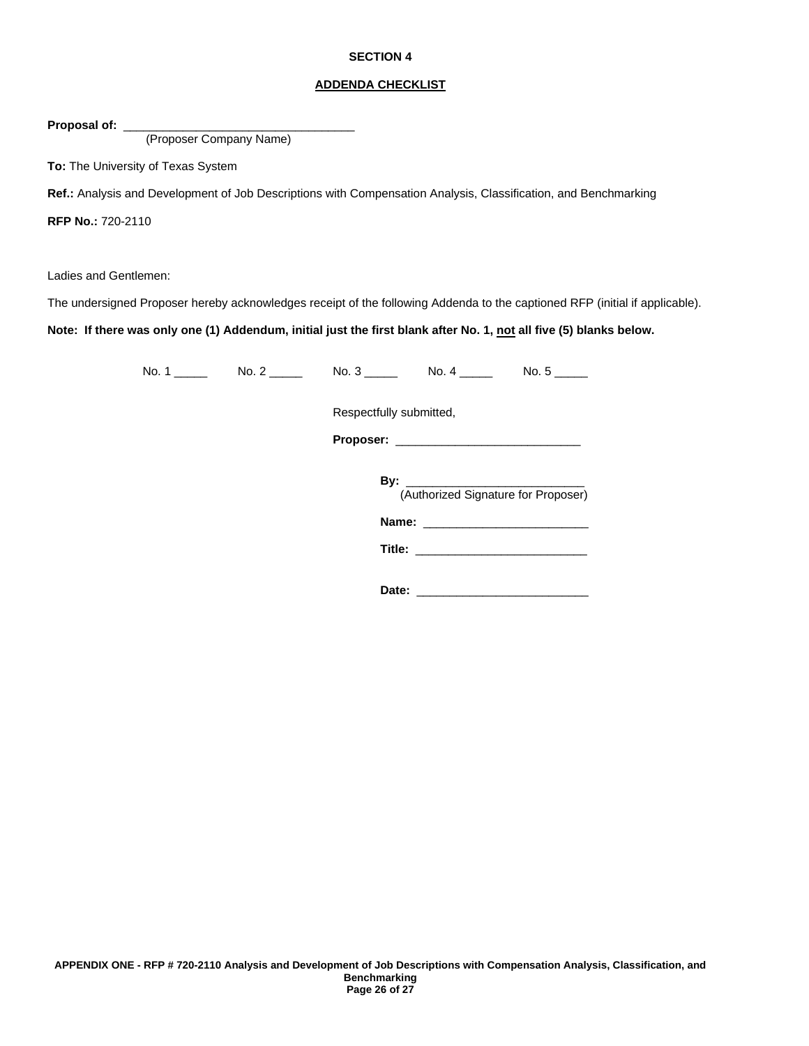## SECTION 4

## ADDENDA CHECKLIST

**Proposal of:** ___________________________________
(Proposer Company Name)

**To:** The University of Texas System

**Ref.:** Analysis and Development of Job Descriptions with Compensation Analysis, Classification, and Benchmarking

**RFP No.:** 720-2110

Ladies and Gentlemen:

The undersigned Proposer hereby acknowledges receipt of the following Addenda to the captioned RFP (initial if applicable).

**Note: If there was only one (1) Addendum, initial just the first blank after No. 1, not all five (5) blanks below.**

No. 1 _____ No. 2 _____ No. 3 _____ No. 4 _____ No. 5 _____

Respectfully submitted,

**Proposer:** ____________________________

**By:** ___________________________
(Authorized Signature for Proposer)

**Name:** _________________________

**Title:** __________________________

**Date:** __________________________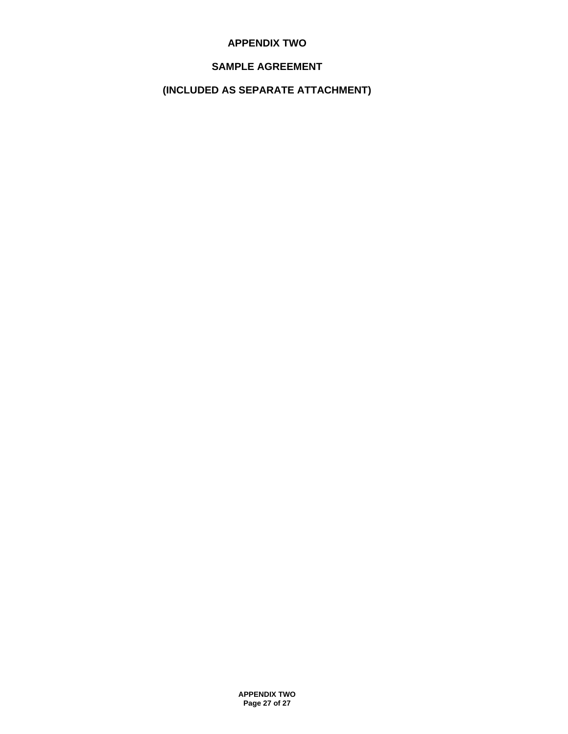# APPENDIX TWO

## SAMPLE AGREEMENT

## (INCLUDED AS SEPARATE ATTACHMENT)